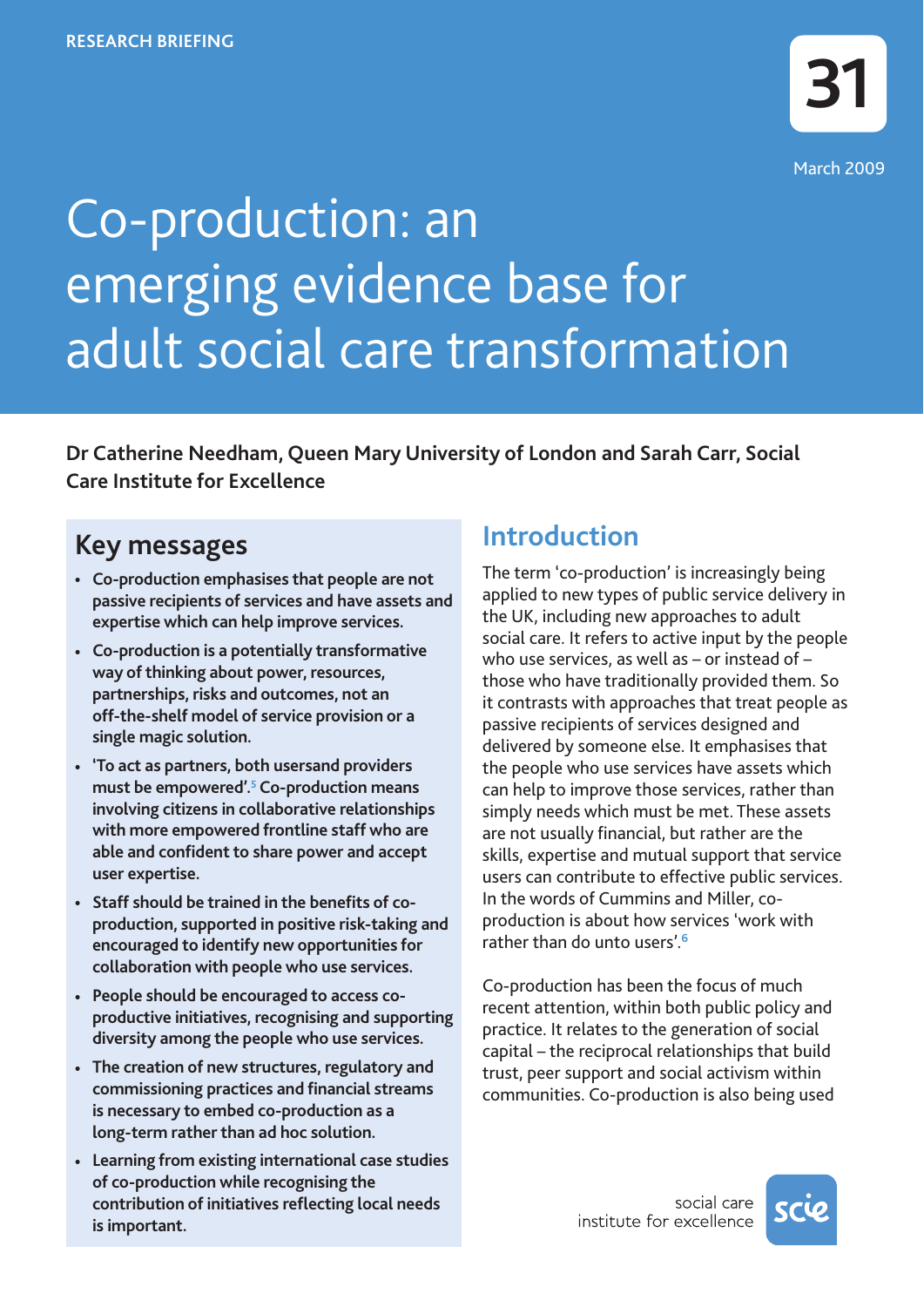RESEARCH BRIEFING

31

March 2009

# Co-production: an emerging evidence base for adult social care transformation

**Dr Catherine Needham, Queen Mary University of London and Sarah Carr, Social Care Institute for Excellence**

## Key messages

- **Co-production emphasises that people are not passive recipients of services and have assets and expertise which can help improve services.**
- **Co-production is a potentially transformative way of thinking about power, resources, partnerships, risks and outcomes, not an off-the-shelf model of service provision or a single magic solution.**
- **'To act as partners, both usersand providers must be empowered'.[5] Co-production means involving citizens in collaborative relationships with more empowered frontline staff who are able and confident to share power and accept user expertise.**
- **Staff should be trained in the benefits of co-production, supported in positive risk-taking and encouraged to identify new opportunities for collaboration with people who use services.**
- **People should be encouraged to access co-productive initiatives, recognising and supporting diversity among the people who use services.**
- **The creation of new structures, regulatory and commissioning practices and financial streams is necessary to embed co-production as a long-term rather than ad hoc solution.**
- **Learning from existing international case studies of co-production while recognising the contribution of initiatives reflecting local needs is important.**

## Introduction

The term 'co-production' is increasingly being applied to new types of public service delivery in the UK, including new approaches to adult social care. It refers to active input by the people who use services, as well as – or instead of – those who have traditionally provided them. So it contrasts with approaches that treat people as passive recipients of services designed and delivered by someone else. It emphasises that the people who use services have assets which can help to improve those services, rather than simply needs which must be met. These assets are not usually financial, but rather are the skills, expertise and mutual support that service users can contribute to effective public services. In the words of Cummins and Miller, co-production is about how services 'work with rather than do unto users'.[6]

Co-production has been the focus of much recent attention, within both public policy and practice. It relates to the generation of social capital – the reciprocal relationships that build trust, peer support and social activism within communities. Co-production is also being used

social care institute for excellence

scie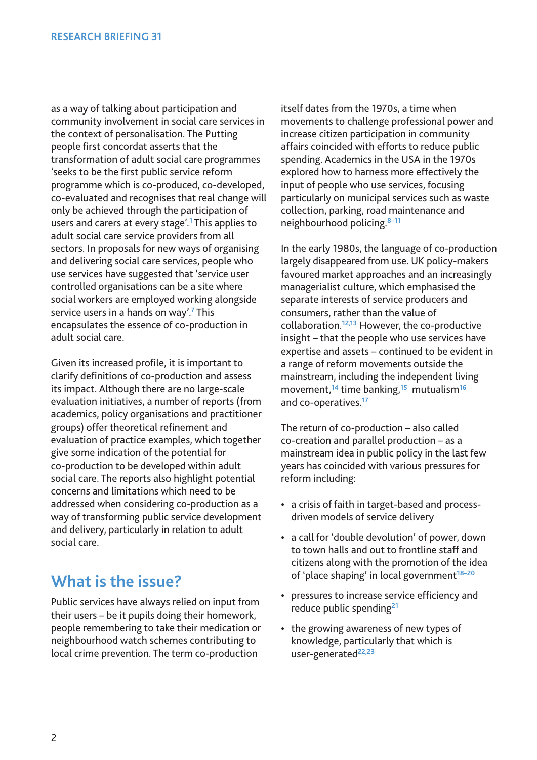as a way of talking about participation and community involvement in social care services in the context of personalisation. The Putting people first concordat asserts that the transformation of adult social care programmes 'seeks to be the first public service reform programme which is co-produced, co-developed, co-evaluated and recognises that real change will only be achieved through the participation of users and carers at every stage'.[1] This applies to adult social care service providers from all sectors. In proposals for new ways of organising and delivering social care services, people who use services have suggested that 'service user controlled organisations can be a site where social workers are employed working alongside service users in a hands on way'.[7] This encapsulates the essence of co-production in adult social care.

Given its increased profile, it is important to clarify definitions of co-production and assess its impact. Although there are no large-scale evaluation initiatives, a number of reports (from academics, policy organisations and practitioner groups) offer theoretical refinement and evaluation of practice examples, which together give some indication of the potential for co-production to be developed within adult social care. The reports also highlight potential concerns and limitations which need to be addressed when considering co-production as a way of transforming public service development and delivery, particularly in relation to adult social care.

## What is the issue?

Public services have always relied on input from their users – be it pupils doing their homework, people remembering to take their medication or neighbourhood watch schemes contributing to local crime prevention. The term co-production itself dates from the 1970s, a time when movements to challenge professional power and increase citizen participation in community affairs coincided with efforts to reduce public spending. Academics in the USA in the 1970s explored how to harness more effectively the input of people who use services, focusing particularly on municipal services such as waste collection, parking, road maintenance and neighbourhood policing.[8–11]

In the early 1980s, the language of co-production largely disappeared from use. UK policy-makers favoured market approaches and an increasingly managerialist culture, which emphasised the separate interests of service producers and consumers, rather than the value of collaboration.[12,13] However, the co-productive insight – that the people who use services have expertise and assets – continued to be evident in a range of reform movements outside the mainstream, including the independent living movement,[14] time banking,[15] mutualism[16] and co-operatives.[17]

The return of co-production – also called co-creation and parallel production – as a mainstream idea in public policy in the last few years has coincided with various pressures for reform including:

- a crisis of faith in target-based and process-driven models of service delivery
- a call for 'double devolution' of power, down to town halls and out to frontline staff and citizens along with the promotion of the idea of 'place shaping' in local government[18–20]
- pressures to increase service efficiency and reduce public spending[21]
- the growing awareness of new types of knowledge, particularly that which is user-generated[22,23]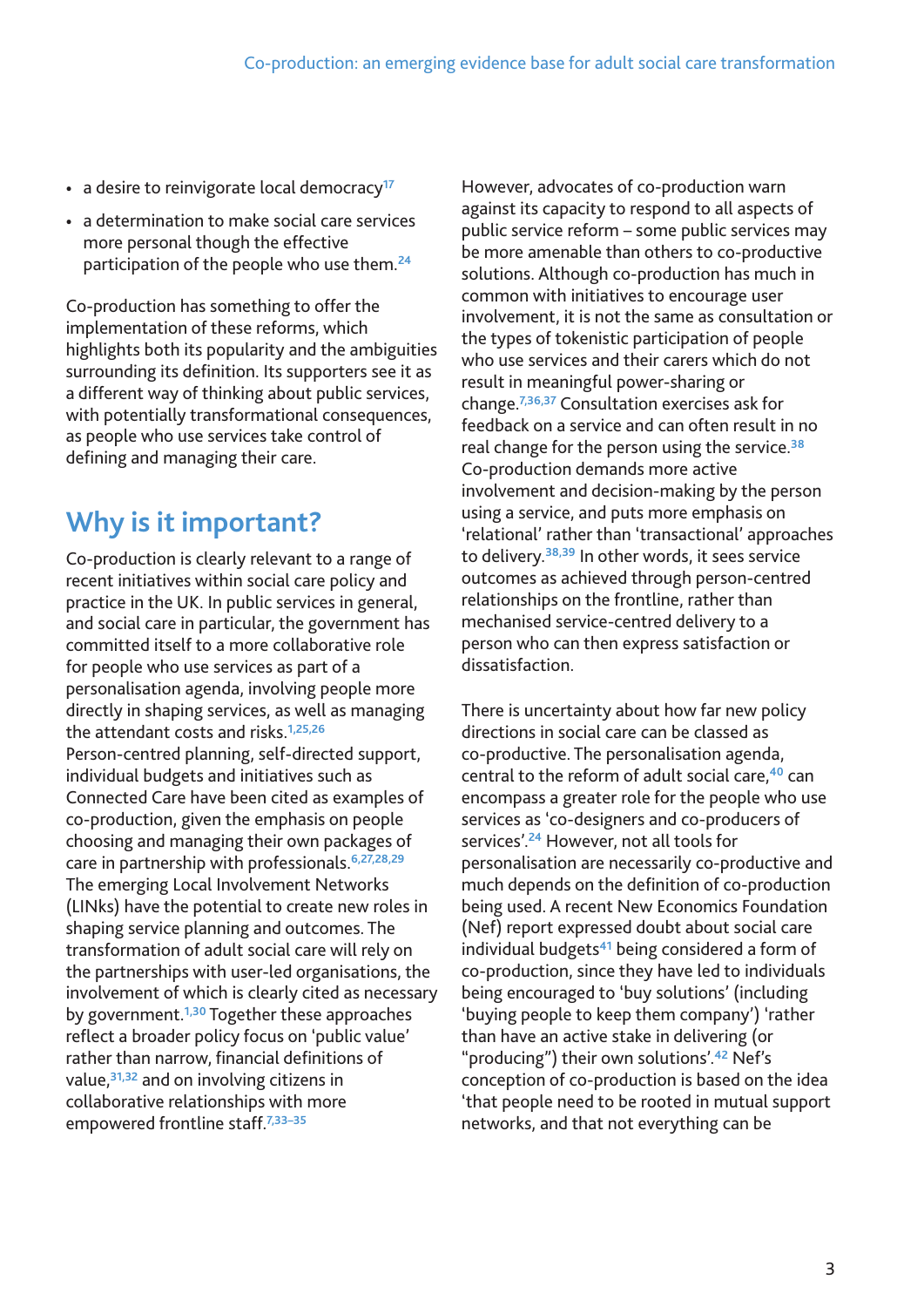- a desire to reinvigorate local democracy[17]
- a determination to make social care services more personal though the effective participation of the people who use them.[24]

Co-production has something to offer the implementation of these reforms, which highlights both its popularity and the ambiguities surrounding its definition. Its supporters see it as a different way of thinking about public services, with potentially transformational consequences, as people who use services take control of defining and managing their care.

## Why is it important?

Co-production is clearly relevant to a range of recent initiatives within social care policy and practice in the UK. In public services in general, and social care in particular, the government has committed itself to a more collaborative role for people who use services as part of a personalisation agenda, involving people more directly in shaping services, as well as managing the attendant costs and risks.[1,25,26] Person-centred planning, self-directed support, individual budgets and initiatives such as Connected Care have been cited as examples of co-production, given the emphasis on people choosing and managing their own packages of care in partnership with professionals.[6,27,28,29] The emerging Local Involvement Networks (LINks) have the potential to create new roles in shaping service planning and outcomes. The transformation of adult social care will rely on the partnerships with user-led organisations, the involvement of which is clearly cited as necessary by government.[1,30] Together these approaches reflect a broader policy focus on 'public value' rather than narrow, financial definitions of value,[31,32] and on involving citizens in collaborative relationships with more empowered frontline staff.[7,33–35]

However, advocates of co-production warn against its capacity to respond to all aspects of public service reform – some public services may be more amenable than others to co-productive solutions. Although co-production has much in common with initiatives to encourage user involvement, it is not the same as consultation or the types of tokenistic participation of people who use services and their carers which do not result in meaningful power-sharing or change.[7,36,37] Consultation exercises ask for feedback on a service and can often result in no real change for the person using the service.[38] Co-production demands more active involvement and decision-making by the person using a service, and puts more emphasis on 'relational' rather than 'transactional' approaches to delivery.[38,39] In other words, it sees service outcomes as achieved through person-centred relationships on the frontline, rather than mechanised service-centred delivery to a person who can then express satisfaction or dissatisfaction.

There is uncertainty about how far new policy directions in social care can be classed as co-productive. The personalisation agenda, central to the reform of adult social care,[40] can encompass a greater role for the people who use services as 'co-designers and co-producers of services'.[24] However, not all tools for personalisation are necessarily co-productive and much depends on the definition of co-production being used. A recent New Economics Foundation (Nef) report expressed doubt about social care individual budgets[41] being considered a form of co-production, since they have led to individuals being encouraged to 'buy solutions' (including 'buying people to keep them company') 'rather than have an active stake in delivering (or "producing") their own solutions'.[42] Nef's conception of co-production is based on the idea 'that people need to be rooted in mutual support networks, and that not everything can be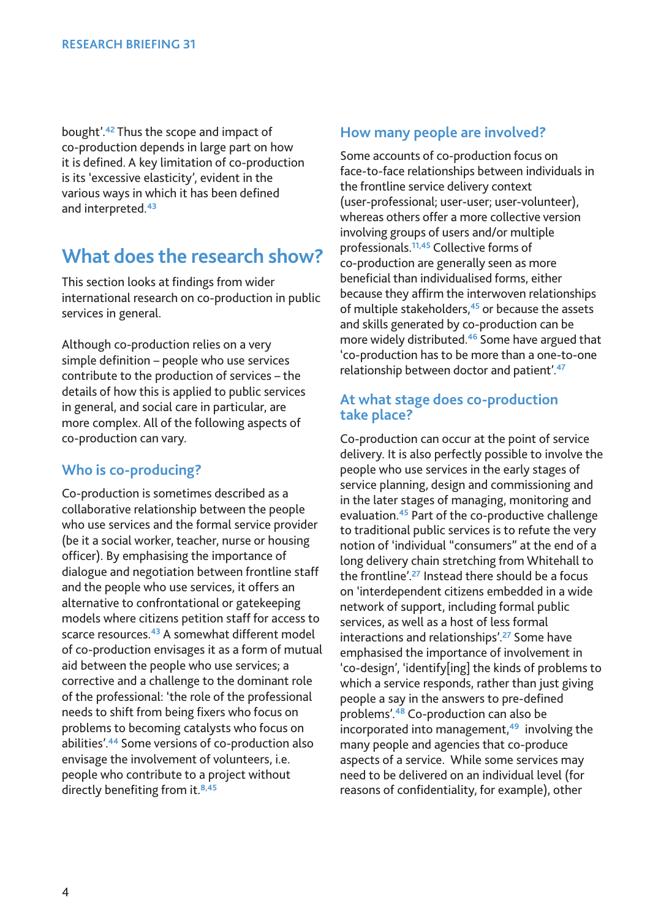bought'.[42] Thus the scope and impact of co-production depends in large part on how it is defined. A key limitation of co-production is its 'excessive elasticity', evident in the various ways in which it has been defined and interpreted.[43]

# What does the research show?

This section looks at findings from wider international research on co-production in public services in general.

Although co-production relies on a very simple definition – people who use services contribute to the production of services – the details of how this is applied to public services in general, and social care in particular, are more complex. All of the following aspects of co-production can vary.

## Who is co-producing?

Co-production is sometimes described as a collaborative relationship between the people who use services and the formal service provider (be it a social worker, teacher, nurse or housing officer). By emphasising the importance of dialogue and negotiation between frontline staff and the people who use services, it offers an alternative to confrontational or gatekeeping models where citizens petition staff for access to scarce resources.[43] A somewhat different model of co-production envisages it as a form of mutual aid between the people who use services; a corrective and a challenge to the dominant role of the professional: 'the role of the professional needs to shift from being fixers who focus on problems to becoming catalysts who focus on abilities'.[44] Some versions of co-production also envisage the involvement of volunteers, i.e. people who contribute to a project without directly benefiting from it.[8,45]

## How many people are involved?

Some accounts of co-production focus on face-to-face relationships between individuals in the frontline service delivery context (user-professional; user-user; user-volunteer), whereas others offer a more collective version involving groups of users and/or multiple professionals.[11,45] Collective forms of co-production are generally seen as more beneficial than individualised forms, either because they affirm the interwoven relationships of multiple stakeholders,[45] or because the assets and skills generated by co-production can be more widely distributed.[46] Some have argued that 'co-production has to be more than a one-to-one relationship between doctor and patient'.[47]

## At what stage does co-production take place?

Co-production can occur at the point of service delivery. It is also perfectly possible to involve the people who use services in the early stages of service planning, design and commissioning and in the later stages of managing, monitoring and evaluation.[45] Part of the co-productive challenge to traditional public services is to refute the very notion of 'individual "consumers" at the end of a long delivery chain stretching from Whitehall to the frontline'.[27] Instead there should be a focus on 'interdependent citizens embedded in a wide network of support, including formal public services, as well as a host of less formal interactions and relationships'.[27] Some have emphasised the importance of involvement in 'co-design', 'identify[ing] the kinds of problems to which a service responds, rather than just giving people a say in the answers to pre-defined problems'.[48] Co-production can also be incorporated into management,[49] involving the many people and agencies that co-produce aspects of a service. While some services may need to be delivered on an individual level (for reasons of confidentiality, for example), other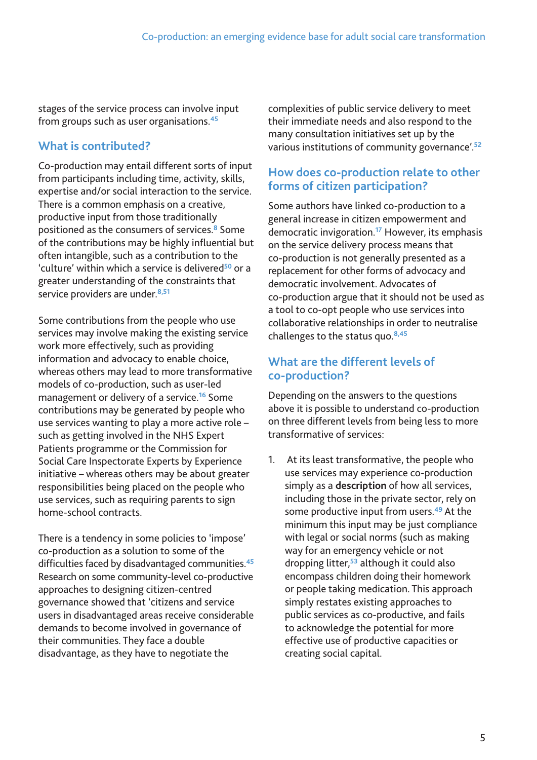stages of the service process can involve input from groups such as user organisations.[45]

## What is contributed?

Co-production may entail different sorts of input from participants including time, activity, skills, expertise and/or social interaction to the service. There is a common emphasis on a creative, productive input from those traditionally positioned as the consumers of services.[8] Some of the contributions may be highly influential but often intangible, such as a contribution to the 'culture' within which a service is delivered[50] or a greater understanding of the constraints that service providers are under.[8,51]

Some contributions from the people who use services may involve making the existing service work more effectively, such as providing information and advocacy to enable choice, whereas others may lead to more transformative models of co-production, such as user-led management or delivery of a service.[16] Some contributions may be generated by people who use services wanting to play a more active role – such as getting involved in the NHS Expert Patients programme or the Commission for Social Care Inspectorate Experts by Experience initiative – whereas others may be about greater responsibilities being placed on the people who use services, such as requiring parents to sign home-school contracts.

There is a tendency in some policies to 'impose' co-production as a solution to some of the difficulties faced by disadvantaged communities.[45] Research on some community-level co-productive approaches to designing citizen-centred governance showed that 'citizens and service users in disadvantaged areas receive considerable demands to become involved in governance of their communities. They face a double disadvantage, as they have to negotiate the complexities of public service delivery to meet their immediate needs and also respond to the many consultation initiatives set up by the various institutions of community governance'.[52]

## How does co-production relate to other forms of citizen participation?

Some authors have linked co-production to a general increase in citizen empowerment and democratic invigoration.[17] However, its emphasis on the service delivery process means that co-production is not generally presented as a replacement for other forms of advocacy and democratic involvement. Advocates of co-production argue that it should not be used as a tool to co-opt people who use services into collaborative relationships in order to neutralise challenges to the status quo.[8,45]

## What are the different levels of co-production?

Depending on the answers to the questions above it is possible to understand co-production on three different levels from being less to more transformative of services:

1. At its least transformative, the people who use services may experience co-production simply as a **description** of how all services, including those in the private sector, rely on some productive input from users.[49] At the minimum this input may be just compliance with legal or social norms (such as making way for an emergency vehicle or not dropping litter,[53] although it could also encompass children doing their homework or people taking medication. This approach simply restates existing approaches to public services as co-productive, and fails to acknowledge the potential for more effective use of productive capacities or creating social capital.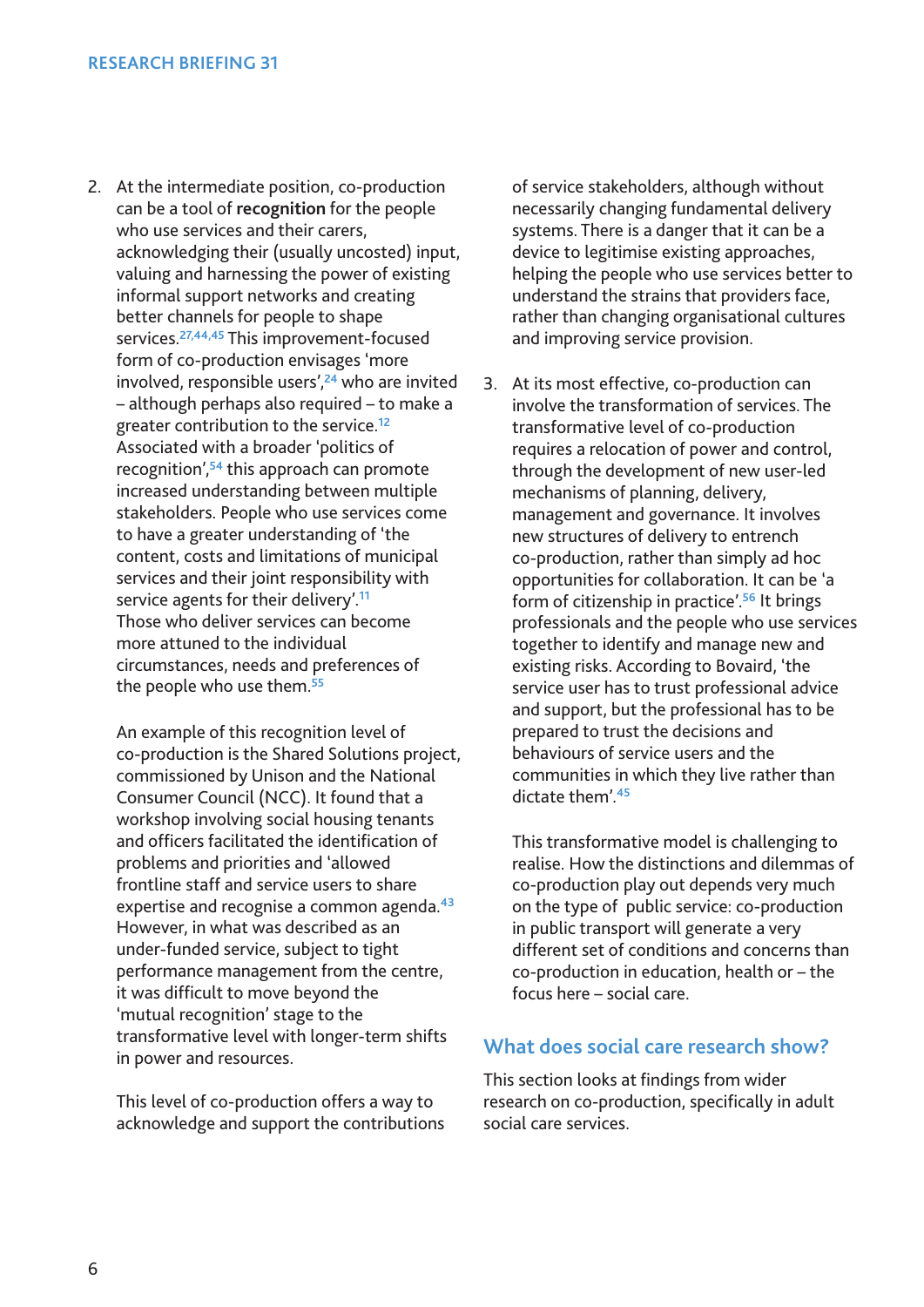2. At the intermediate position, co-production can be a tool of **recognition** for the people who use services and their carers, acknowledging their (usually uncosted) input, valuing and harnessing the power of existing informal support networks and creating better channels for people to shape services.[27,44,45] This improvement-focused form of co-production envisages 'more involved, responsible users',[24] who are invited – although perhaps also required – to make a greater contribution to the service.[12] Associated with a broader 'politics of recognition',[54] this approach can promote increased understanding between multiple stakeholders. People who use services come to have a greater understanding of 'the content, costs and limitations of municipal services and their joint responsibility with service agents for their delivery'.[11] Those who deliver services can become more attuned to the individual circumstances, needs and preferences of the people who use them.[55]

   An example of this recognition level of co-production is the Shared Solutions project, commissioned by Unison and the National Consumer Council (NCC). It found that a workshop involving social housing tenants and officers facilitated the identification of problems and priorities and 'allowed frontline staff and service users to share expertise and recognise a common agenda.[43] However, in what was described as an under-funded service, subject to tight performance management from the centre, it was difficult to move beyond the 'mutual recognition' stage to the transformative level with longer-term shifts in power and resources.

   This level of co-production offers a way to acknowledge and support the contributions of service stakeholders, although without necessarily changing fundamental delivery systems. There is a danger that it can be a device to legitimise existing approaches, helping the people who use services better to understand the strains that providers face, rather than changing organisational cultures and improving service provision.

3. At its most effective, co-production can involve the transformation of services. The transformative level of co-production requires a relocation of power and control, through the development of new user-led mechanisms of planning, delivery, management and governance. It involves new structures of delivery to entrench co-production, rather than simply ad hoc opportunities for collaboration. It can be 'a form of citizenship in practice'.[56] It brings professionals and the people who use services together to identify and manage new and existing risks. According to Bovaird, 'the service user has to trust professional advice and support, but the professional has to be prepared to trust the decisions and behaviours of service users and the communities in which they live rather than dictate them'.[45]

   This transformative model is challenging to realise. How the distinctions and dilemmas of co-production play out they depends very much on the type of public service: co-production in public transport will generate a very different set of conditions and concerns than co-production in education, health or – the focus here – social care.

## What does social care research show?

This section looks at findings from wider research on co-production, specifically in adult social care services.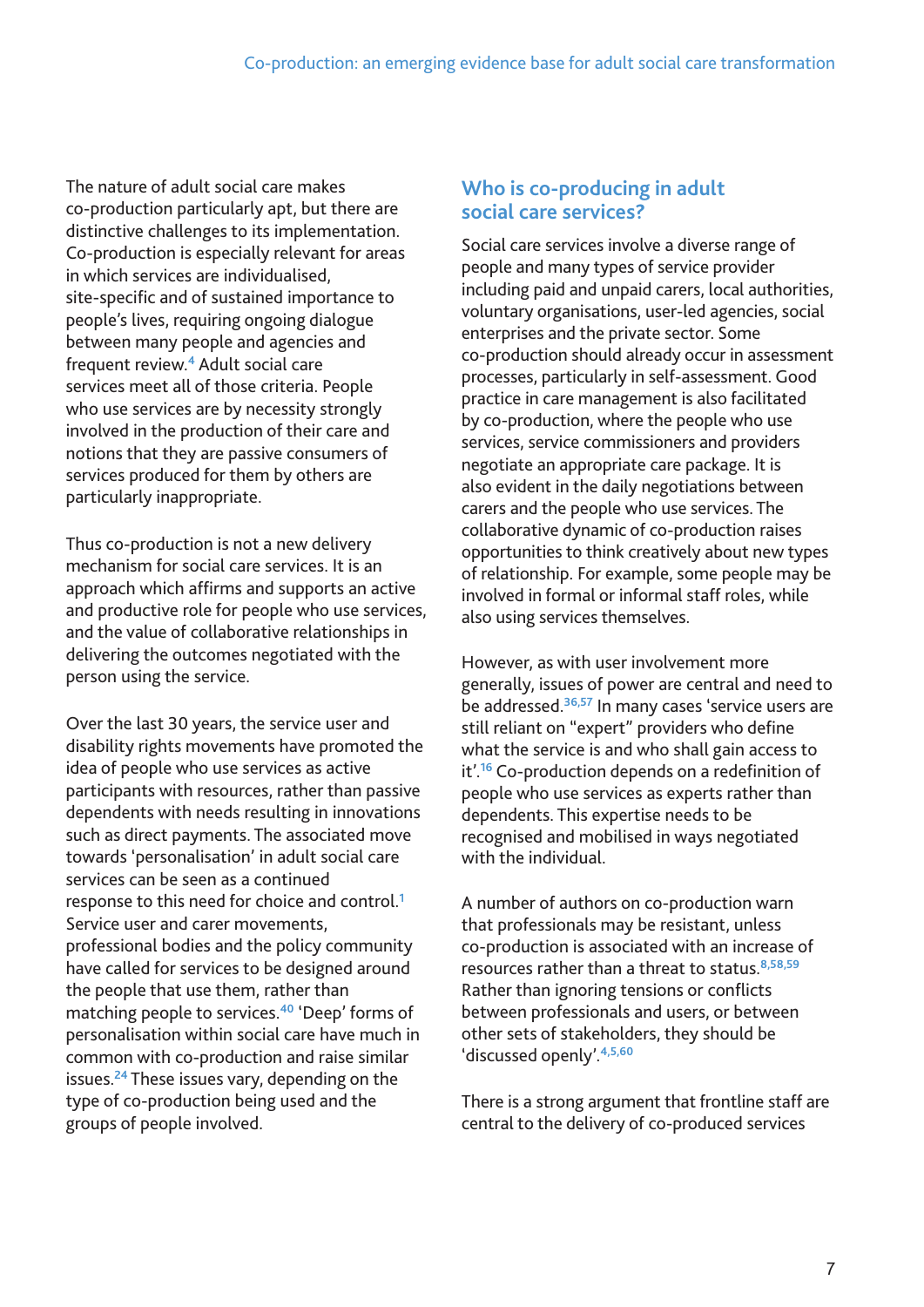The nature of adult social care makes co-production particularly apt, but there are distinctive challenges to its implementation. Co-production is especially relevant for areas in which services are individualised, site-specific and of sustained importance to people's lives, requiring ongoing dialogue between many people and agencies and frequent review.[4] Adult social care services meet all of those criteria. People who use services are by necessity strongly involved in the production of their care and notions that they are passive consumers of services produced for them by others are particularly inappropriate.

Thus co-production is not a new delivery mechanism for social care services. It is an approach which affirms and supports an active and productive role for people who use services, and the value of collaborative relationships in delivering the outcomes negotiated with the person using the service.

Over the last 30 years, the service user and disability rights movements have promoted the idea of people who use services as active participants with resources, rather than passive dependents with needs resulting in innovations such as direct payments. The associated move towards 'personalisation' in adult social care services can be seen as a continued response to this need for choice and control.[1] Service user and carer movements, professional bodies and the policy community have called for services to be designed around the people that use them, rather than matching people to services.[40] 'Deep' forms of personalisation within social care have much in common with co-production and raise similar issues.[24] These issues vary, depending on the type of co-production being used and the groups of people involved.

## Who is co-producing in adult social care services?

Social care services involve a diverse range of people and many types of service provider including paid and unpaid carers, local authorities, voluntary organisations, user-led agencies, social enterprises and the private sector. Some co-production should already occur in assessment processes, particularly in self-assessment. Good practice in care management is also facilitated by co-production, where the people who use services, service commissioners and providers negotiate an appropriate care package. It is also evident in the daily negotiations between carers and the people who use services. The collaborative dynamic of co-production raises opportunities to think creatively about new types of relationship. For example, some people may be involved in formal or informal staff roles, while also using services themselves.

However, as with user involvement more generally, issues of power are central and need to be addressed.[36,57] In many cases 'service users are still reliant on "expert" providers who define what the service is and who shall gain access to it'.[16] Co-production depends on a redefinition of people who use services as experts rather than dependents. This expertise needs to be recognised and mobilised in ways negotiated with the individual.

A number of authors on co-production warn that professionals may be resistant, unless co-production is associated with an increase of resources rather than a threat to status.[8,58,59] Rather than ignoring tensions or conflicts between professionals and users, or between other sets of stakeholders, they should be 'discussed openly'.[4,5,60]

There is a strong argument that frontline staff are central to the delivery of co-produced services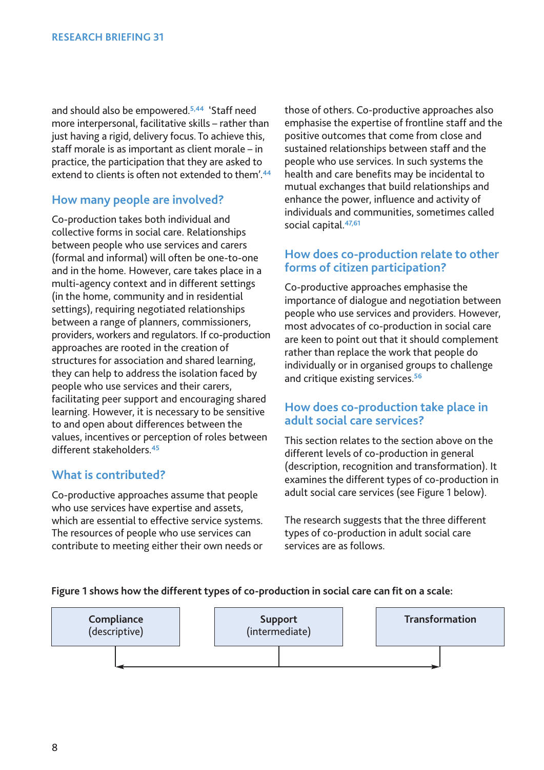and should also be empowered.[5,44] 'Staff need more interpersonal, facilitative skills – rather than just having a rigid, delivery focus. To achieve this, staff morale is as important as client morale – in practice, the participation that they are asked to extend to clients is often not extended to them'.[44]

## How many people are involved?

Co-production takes both individual and collective forms in social care. Relationships between people who use services and carers (formal and informal) will often be one-to-one and in the home. However, care takes place in a multi-agency context and in different settings (in the home, community and in residential settings), requiring negotiated relationships between a range of planners, commissioners, providers, workers and regulators. If co-production approaches are rooted in the creation of structures for association and shared learning, they can help to address the isolation faced by people who use services and their carers, facilitating peer support and encouraging shared learning. However, it is necessary to be sensitive to and open about differences between the values, incentives or perception of roles between different stakeholders.[45]

## What is contributed?

Co-productive approaches assume that people who use services have expertise and assets, which are essential to effective service systems. The resources of people who use services can contribute to meeting either their own needs or those of others. Co-productive approaches also emphasise the expertise of frontline staff and the positive outcomes that come from close and sustained relationships between staff and the people who use services. In such systems the health and care benefits may be incidental to mutual exchanges that build relationships and enhance the power, influence and activity of individuals and communities, sometimes called social capital.[47,61]

## How does co-production relate to other forms of citizen participation?

Co-productive approaches emphasise the importance of dialogue and negotiation between people who use services and providers. However, most advocates of co-production in social care are keen to point out that it should complement rather than replace the work that people do individually or in organised groups to challenge and critique existing services.[56]

## How does co-production take place in adult social care services?

This section relates to the section above on the different levels of co-production in general (description, recognition and transformation). It examines the different types of co-production in adult social care services (see Figure 1 below).

The research suggests that the three different types of co-production in adult social care services are as follows.

**Figure 1 shows how the different types of co-production in social care can fit on a scale:**

| Compliance (descriptive) | Support (intermediate) | Transformation |
|---|---|---|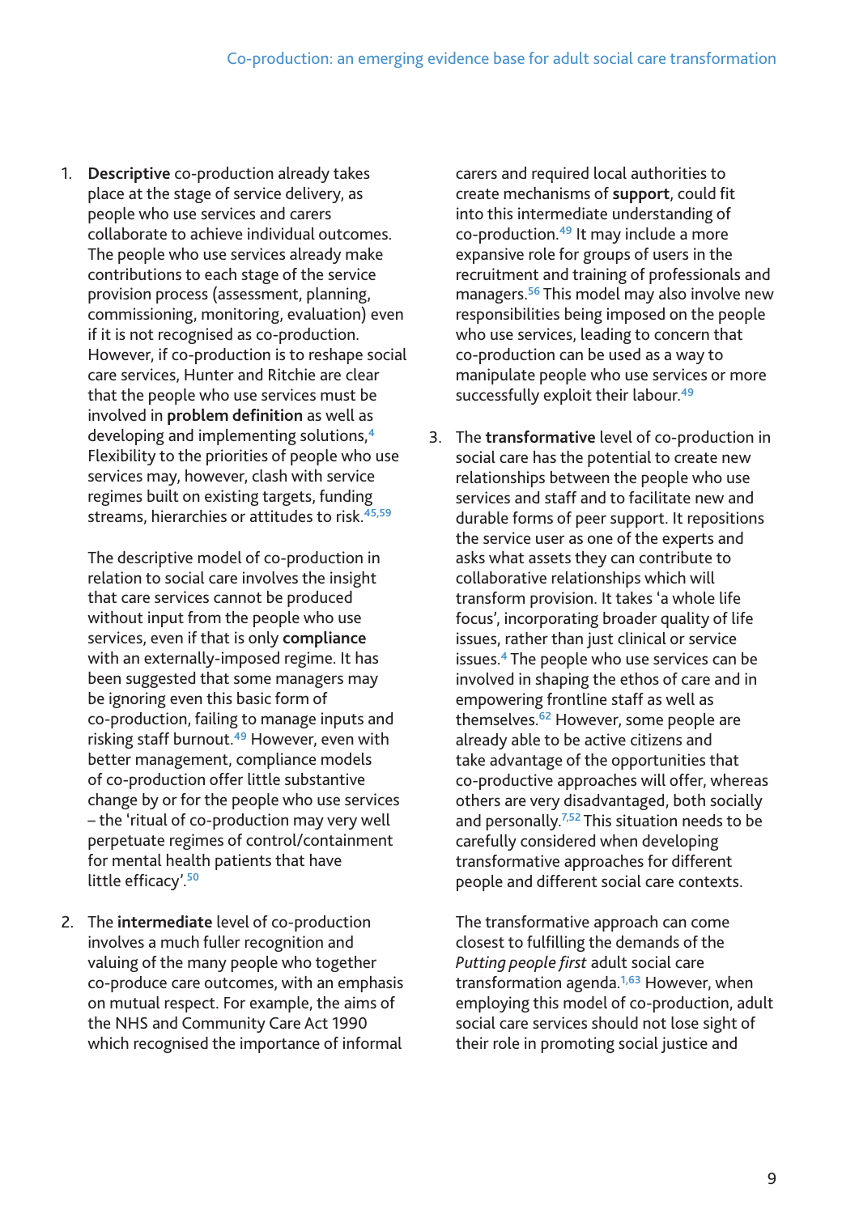1. **Descriptive** co-production already takes place at the stage of service delivery, as people who use services and carers collaborate to achieve individual outcomes. The people who use services already make contributions to each stage of the service provision process (assessment, planning, commissioning, monitoring, evaluation) even if it is not recognised as co-production. However, if co-production is to reshape social care services, Hunter and Ritchie are clear that the people who use services must be involved in **problem definition** as well as developing and implementing solutions,[4] Flexibility to the priorities of people who use services may, however, clash with service regimes built on existing targets, funding streams, hierarchies or attitudes to risk.[45,59]

   The descriptive model of co-production in relation to social care involves the insight that care services cannot be produced without input from the people who use services, even if that is only **compliance** with an externally-imposed regime. It has been suggested that some managers may be ignoring even this basic form of co-production, failing to manage inputs and risking staff burnout.[49] However, even with better management, compliance models of co-production offer little substantive change by or for the people who use services – the 'ritual of co-production may very well perpetuate regimes of control/containment for mental health patients that have little efficacy'.[50]

2. The **intermediate** level of co-production involves a much fuller recognition and valuing of the many people who together co-produce care outcomes, with an emphasis on mutual respect. For example, the aims of the NHS and Community Care Act 1990 which recognised the importance of informal carers and required local authorities to create mechanisms of **support**, could fit into this intermediate understanding of co-production.[49] It may include a more expansive role for groups of users in the recruitment and training of professionals and managers.[56] This model may also involve new responsibilities being imposed on the people who use services, leading to concern that co-production can be used as a way to manipulate people who use services or more successfully exploit their labour.[49]

3. The **transformative** level of co-production in social care has the potential to create new relationships between the people who use services and staff and to facilitate new and durable forms of peer support. It repositions the service user as one of the experts and asks what assets they can contribute to collaborative relationships which will transform provision. It takes 'a whole life focus', incorporating broader quality of life issues, rather than just clinical or service issues.[4] The people who use services can be involved in shaping the ethos of care and in empowering frontline staff as well as themselves.[62] However, some people are already able to be active citizens and take advantage of the opportunities that co-productive approaches will offer, whereas others are very disadvantaged, both socially and personally.[7,52] This situation needs to be carefully considered when developing transformative approaches for different people and different social care contexts.

   The transformative approach can come closest to fulfilling the demands of the *Putting people first* adult social care transformation agenda.[1,63] However, when employing this model of co-production, adult social care services should not lose sight of their role in promoting social justice and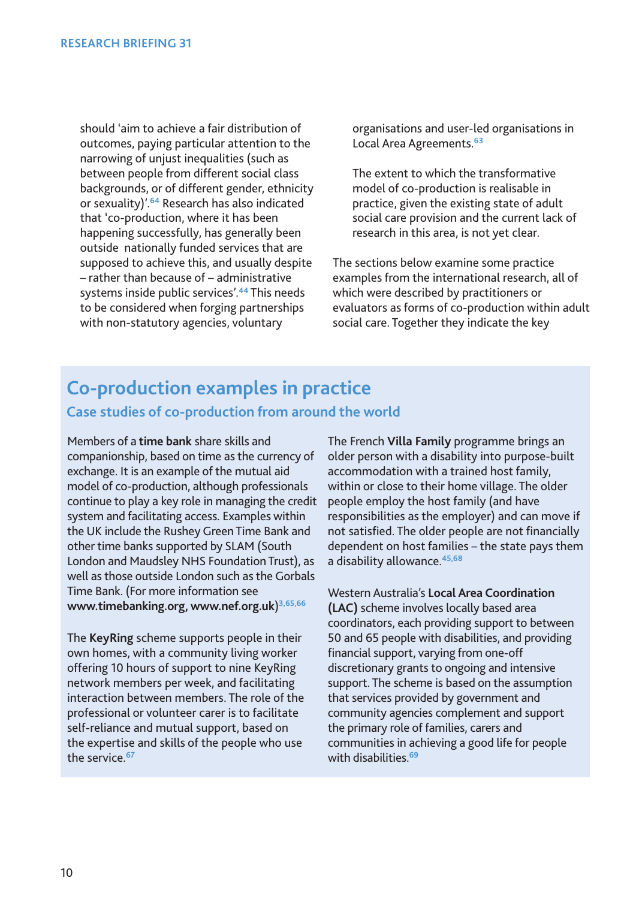should 'aim to achieve a fair distribution of outcomes, paying particular attention to the narrowing of unjust inequalities (such as between people from different social class backgrounds, or of different gender, ethnicity or sexuality)'.[64] Research has also indicated that 'co-production, where it has been happening successfully, has generally been outside nationally funded services that are supposed to achieve this, and usually despite – rather than because of – administrative systems inside public services'.[44] This needs to be considered when forging partnerships with non-statutory agencies, voluntary organisations and user-led organisations in Local Area Agreements.[63]

The extent to which the transformative model of co-production is realisable in practice, given the existing state of adult social care provision and the current lack of research in this area, is not yet clear.

The sections below examine some practice examples from the international research, all of which were described by practitioners or evaluators as forms of co-production within adult social care. Together they indicate the key

## Co-production examples in practice

### Case studies of co-production from around the world

Members of a **time bank** share skills and companionship, based on time as the currency of exchange. It is an example of the mutual aid model of co-production, although professionals continue to play a key role in managing the credit system and facilitating access. Examples within the UK include the Rushey Green Time Bank and other time banks supported by SLAM (South London and Maudsley NHS Foundation Trust), as well as those outside London such as the Gorbals Time Bank. (For more information see **www.timebanking.org, www.nef.org.uk**)[3,65,66]

The **KeyRing** scheme supports people in their own homes, with a community living worker offering 10 hours of support to nine KeyRing network members per week, and facilitating interaction between members. The role of the professional or volunteer carer is to facilitate self-reliance and mutual support, based on the expertise and skills of the people who use the service.[67]

The French **Villa Family** programme brings an older person with a disability into purpose-built accommodation with a trained host family, within or close to their home village. The older people employ the host family (and have responsibilities as the employer) and can move if not satisfied. The older people are not financially dependent on host families – the state pays them a disability allowance.[45,68]

Western Australia's **Local Area Coordination (LAC)** scheme involves locally based area coordinators, each providing support to between 50 and 65 people with disabilities, and providing financial support, varying from one-off discretionary grants to ongoing and intensive support. The scheme is based on the assumption that services provided by government and community agencies complement and support the primary role of families, carers and communities in achieving a good life for people with disabilities.[69]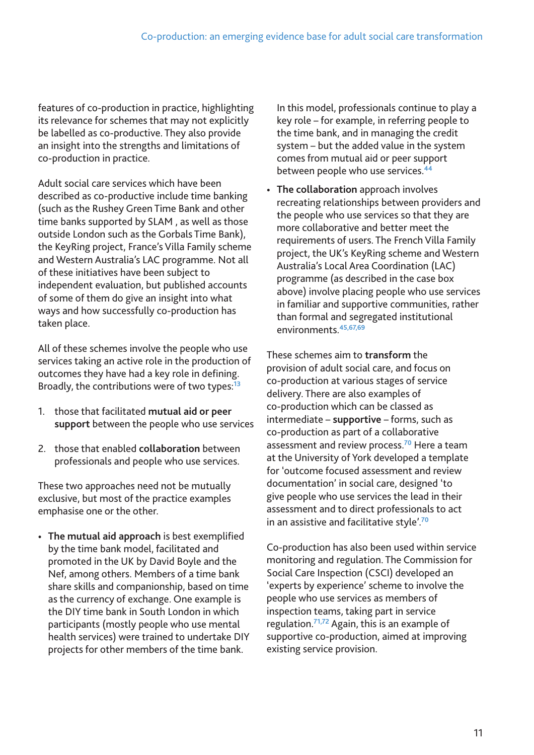features of co-production in practice, highlighting its relevance for schemes that may not explicitly be labelled as co-productive. They also provide an insight into the strengths and limitations of co-production in practice.

Adult social care services which have been described as co-productive include time banking (such as the Rushey Green Time Bank and other time banks supported by SLAM , as well as those outside London such as the Gorbals Time Bank), the KeyRing project, France's Villa Family scheme and Western Australia's LAC programme. Not all of these initiatives have been subject to independent evaluation, but published accounts of some of them do give an insight into what ways and how successfully co-production has taken place.

All of these schemes involve the people who use services taking an active role in the production of outcomes they have had a key role in defining. Broadly, the contributions were of two types:[13]

1. those that facilitated **mutual aid or peer support** between the people who use services
2. those that enabled **collaboration** between professionals and people who use services.

These two approaches need not be mutually exclusive, but most of the practice examples emphasise one or the other.

- **The mutual aid approach** is best exemplified by the time bank model, facilitated and promoted in the UK by David Boyle and the Nef, among others. Members of a time bank share skills and companionship, based on time as the currency of exchange. One example is the DIY time bank in South London in which participants (mostly people who use mental health services) were trained to undertake DIY projects for other members of the time bank. In this model, professionals continue to play a key role – for example, in referring people to the time bank, and in managing the credit system – but the added value in the system comes from mutual aid or peer support between people who use services.[44]
- **The collaboration** approach involves recreating relationships between providers and the people who use services so that they are more collaborative and better meet the requirements of users. The French Villa Family project, the UK's KeyRing scheme and Western Australia's Local Area Coordination (LAC) programme (as described in the case box above) involve placing people who use services in familiar and supportive communities, rather than formal and segregated institutional environments.[45,67,69]

These schemes aim to **transform** the provision of adult social care, and focus on co-production at various stages of service delivery. There are also examples of co-production which can be classed as intermediate – **supportive** – forms, such as co-production as part of a collaborative assessment and review process.[70] Here a team at the University of York developed a template for 'outcome focused assessment and review documentation' in social care, designed 'to give people who use services the lead in their assessment and to direct professionals to act in an assistive and facilitative style'.[70]

Co-production has also been used within service monitoring and regulation. The Commission for Social Care Inspection (CSCI) developed an 'experts by experience' scheme to involve the people who use services as members of inspection teams, taking part in service regulation.[71,72] Again, this is an example of supportive co-production, aimed at improving existing service provision.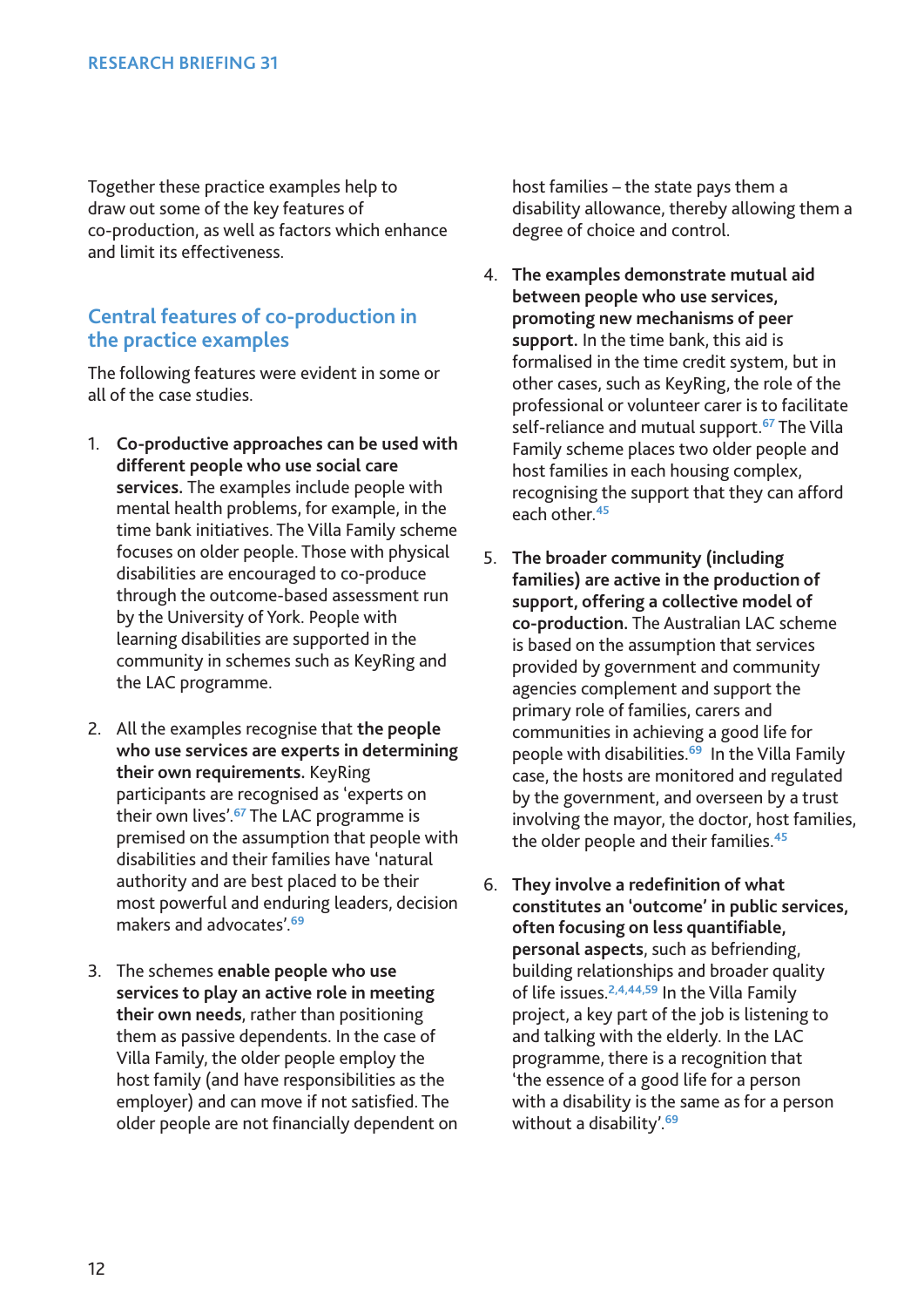Together these practice examples help to draw out some of the key features of co-production, as well as factors which enhance and limit its effectiveness.

## Central features of co-production in the practice examples

The following features were evident in some or all of the case studies.

1. **Co-productive approaches can be used with different people who use social care services.** The examples include people with mental health problems, for example, in the time bank initiatives. The Villa Family scheme focuses on older people. Those with physical disabilities are encouraged to co-produce through the outcome-based assessment run by the University of York. People with learning disabilities are supported in the community in schemes such as KeyRing and the LAC programme.

2. All the examples recognise that **the people who use services are experts in determining their own requirements.** KeyRing participants are recognised as 'experts on their own lives'.[67] The LAC programme is premised on the assumption that people with disabilities and their families have 'natural authority and are best placed to be their most powerful and enduring leaders, decision makers and advocates'.[69]

3. The schemes **enable people who use services to play an active role in meeting their own needs**, rather than positioning them as passive dependents. In the case of Villa Family, the older people employ the host family (and have responsibilities as the employer) and can move if not satisfied. The older people are not financially dependent on host families – the state pays them a disability allowance, thereby allowing them a degree of choice and control.

4. **The examples demonstrate mutual aid between people who use services, promoting new mechanisms of peer support.** In the time bank, this aid is formalised in the time credit system, but in other cases, such as KeyRing, the role of the professional or volunteer carer is to facilitate self-reliance and mutual support.[67] The Villa Family scheme places two older people and host families in each housing complex, recognising the support that they can afford each other.[45]

5. **The broader community (including families) are active in the production of support, offering a collective model of co-production.** The Australian LAC scheme is based on the assumption that services provided by government and community agencies complement and support the primary role of families, carers and communities in achieving a good life for people with disabilities.[69] In the Villa Family case, the hosts are monitored and regulated by the government, and overseen by a trust involving the mayor, the doctor, host families, the older people and their families.[45]

6. **They involve a redefinition of what constitutes an 'outcome' in public services, often focusing on less quantifiable, personal aspects**, such as befriending, building relationships and broader quality of life issues.[2,4,44,59] In the Villa Family project, a key part of the job is listening to and talking with the elderly. In the LAC programme, there is a recognition that 'the essence of a good life for a person with a disability is the same as for a person without a disability'.[69]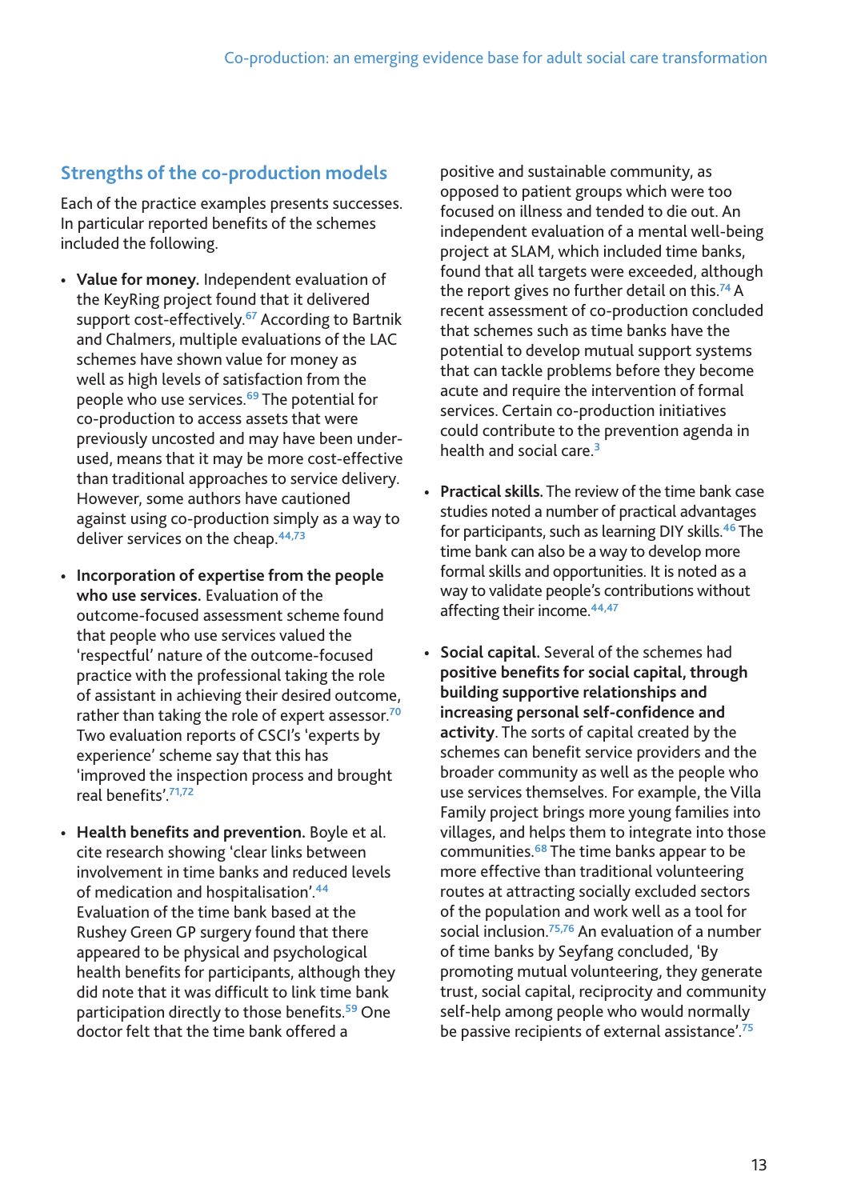## Strengths of the co-production models

Each of the practice examples presents successes. In particular reported benefits of the schemes included the following.

- **Value for money.** Independent evaluation of the KeyRing project found that it delivered support cost-effectively.[67] According to Bartnik and Chalmers, multiple evaluations of the LAC schemes have shown value for money as well as high levels of satisfaction from the people who use services.[69] The potential for co-production to access assets that were previously uncosted and may have been under-used, means that it may be more cost-effective than traditional approaches to service delivery. However, some authors have cautioned against using co-production simply as a way to deliver services on the cheap.[44,73]

- **Incorporation of expertise from the people who use services.** Evaluation of the outcome-focused assessment scheme found that people who use services valued the 'respectful' nature of the outcome-focused practice with the professional taking the role of assistant in achieving their desired outcome, rather than taking the role of expert assessor.[70] Two evaluation reports of CSCI's 'experts by experience' scheme say that this has 'improved the inspection process and brought real benefits'.[71,72]

- **Health benefits and prevention.** Boyle et al. cite research showing 'clear links between involvement in time banks and reduced levels of medication and hospitalisation'.[44] Evaluation of the time bank based at the Rushey Green GP surgery found that there appeared to be physical and psychological health benefits for participants, although they did note that it was difficult to link time bank participation directly to those benefits.[59] One doctor felt that the time bank offered a positive and sustainable community, as opposed to patient groups which were too focused on illness and tended to die out. An independent evaluation of a mental well-being project at SLAM, which included time banks, found that all targets were exceeded, although the report gives no further detail on this.[74] A recent assessment of co-production concluded that schemes such as time banks have the potential to develop mutual support systems that can tackle problems before they become acute and require the intervention of formal services. Certain co-production initiatives could contribute to the prevention agenda in health and social care.[3]

- **Practical skills.** The review of the time bank case studies noted a number of practical advantages for participants, such as learning DIY skills.[46] The time bank can also be a way to develop more formal skills and opportunities. It is noted as a way to validate people's contributions without affecting their income.[44,47]

- **Social capital.** Several of the schemes had **positive benefits for social capital, through building supportive relationships and increasing personal self-confidence and activity**. The sorts of capital created by the schemes can benefit service providers and the broader community as well as the people who use services themselves. For example, the Villa Family project brings more young families into villages, and helps them to integrate into those communities.[68] The time banks appear to be more effective than traditional volunteering routes at attracting socially excluded sectors of the population and work well as a tool for social inclusion.[75,76] An evaluation of a number of time banks by Seyfang concluded, 'By promoting mutual volunteering, they generate trust, social capital, reciprocity and community self-help among people who would normally be passive recipients of external assistance'.[75]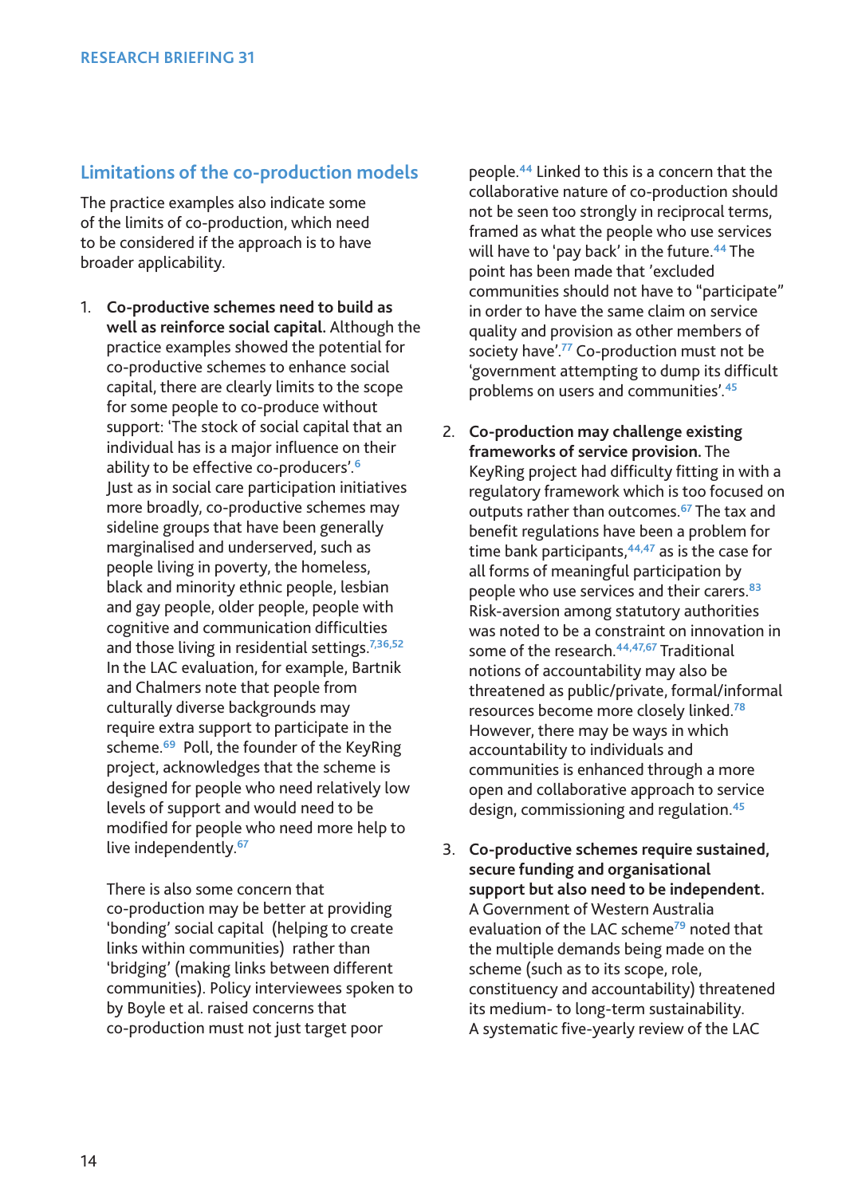## Limitations of the co-production models

The practice examples also indicate some of the limits of co-production, which need to be considered if the approach is to have broader applicability.

1. **Co-productive schemes need to build as well as reinforce social capital.** Although the practice examples showed the potential for co-productive schemes to enhance social capital, there are clearly limits to the scope for some people to co-produce without support: 'The stock of social capital that an individual has is a major influence on their ability to be effective co-producers'.[6] Just as in social care participation initiatives more broadly, co-productive schemes may sideline groups that have been generally marginalised and underserved, such as people living in poverty, the homeless, black and minority ethnic people, lesbian and gay people, older people, people with cognitive and communication difficulties and those living in residential settings.[7,36,52] In the LAC evaluation, for example, Bartnik and Chalmers note that people from culturally diverse backgrounds may require extra support to participate in the scheme.[69] Poll, the founder of the KeyRing project, acknowledges that the scheme is designed for people who need relatively low levels of support and would need to be modified for people who need more help to live independently.[67]

   There is also some concern that co-production may be better at providing 'bonding' social capital (helping to create links within communities) rather than 'bridging' (making links between different communities). Policy interviewees spoken to by Boyle et al. raised concerns that co-production must not just target poor people.[44] Linked to this is a concern that the collaborative nature of co-production should not be seen too strongly in reciprocal terms, framed as what the people who use services will have to 'pay back' in the future.[44] The point has been made that 'excluded communities should not have to "participate" in order to have the same claim on service quality and provision as other members of society have'.[77] Co-production must not be 'government attempting to dump its difficult problems on users and communities'.[45]

2. **Co-production may challenge existing frameworks of service provision.** The KeyRing project had difficulty fitting in with a regulatory framework which is too focused on outputs rather than outcomes.[67] The tax and benefit regulations have been a problem for time bank participants,[44,47] as is the case for all forms of meaningful participation by people who use services and their carers.[83] Risk-aversion among statutory authorities was noted to be a constraint on innovation in some of the research.[44,47,67] Traditional notions of accountability may also be threatened as public/private, formal/informal resources become more closely linked.[78] However, there may be ways in which accountability to individuals and communities is enhanced through a more open and collaborative approach to service design, commissioning and regulation.[45]

3. **Co-productive schemes require sustained, secure funding and organisational support but also need to be independent.** A Government of Western Australia evaluation of the LAC scheme[79] noted that the multiple demands being made on the scheme (such as to its scope, role, constituency and accountability) threatened its medium- to long-term sustainability. A systematic five-yearly review of the LAC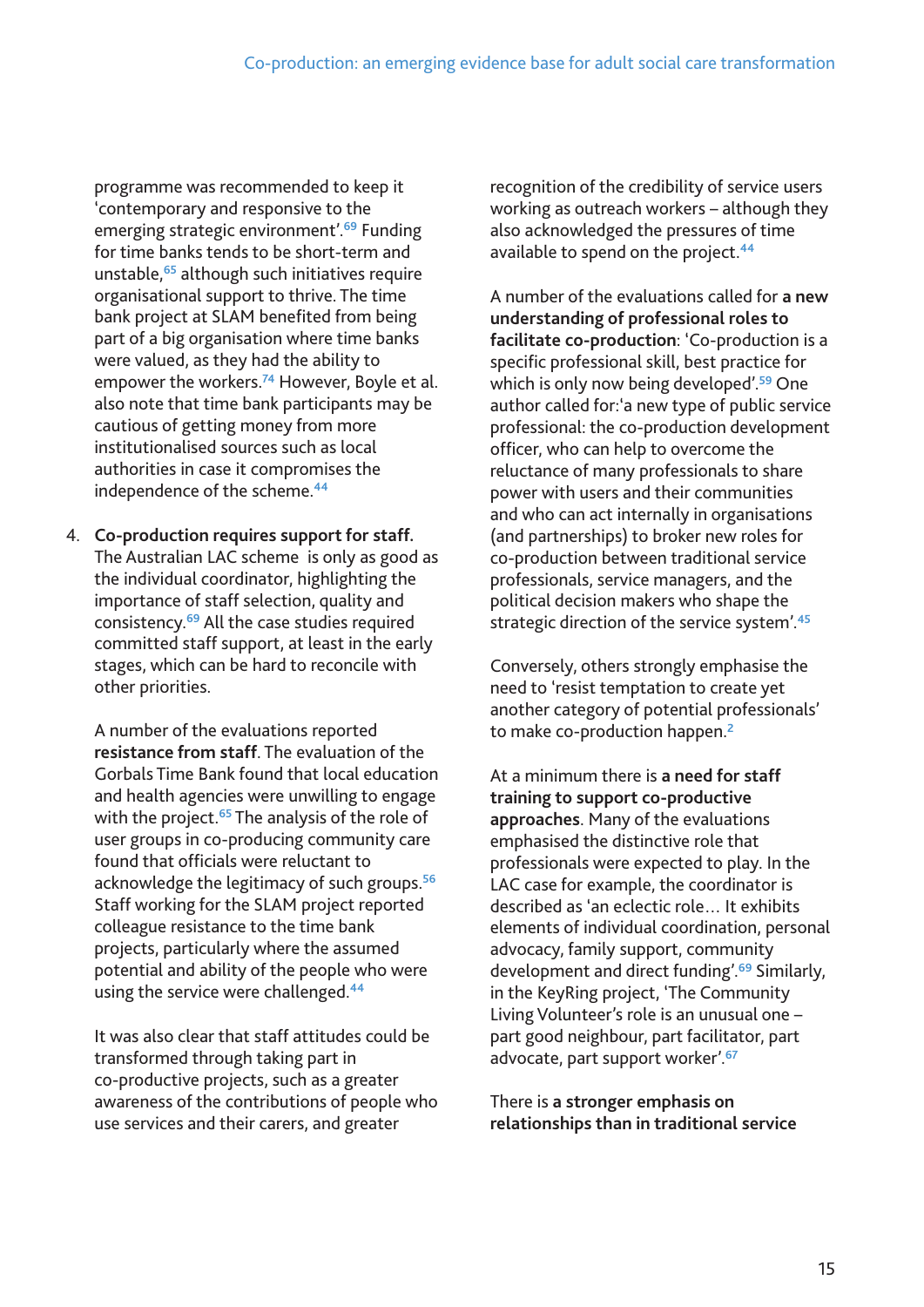programme was recommended to keep it 'contemporary and responsive to the emerging strategic environment'.[69] Funding for time banks tends to be short-term and unstable,[65] although such initiatives require organisational support to thrive. The time bank project at SLAM benefited from being part of a big organisation where time banks were valued, as they had the ability to empower the workers.[74] However, Boyle et al. also note that time bank participants may be cautious of getting money from more institutionalised sources such as local authorities in case it compromises the independence of the scheme.[44]

4. **Co-production requires support for staff.** The Australian LAC scheme is only as good as the individual coordinator, highlighting the importance of staff selection, quality and consistency.[69] All the case studies required committed staff support, at least in the early stages, which can be hard to reconcile with other priorities.

   A number of the evaluations reported **resistance from staff**. The evaluation of the Gorbals Time Bank found that local education and health agencies were unwilling to engage with the project.[65] The analysis of the role of user groups in co-producing community care found that officials were reluctant to acknowledge the legitimacy of such groups.[56] Staff working for the SLAM project reported colleague resistance to the time bank projects, particularly where the assumed potential and ability of the people who were using the service were challenged.[44]

   It was also clear that staff attitudes could be transformed through taking part in co-productive projects, such as a greater awareness of the contributions of people who use services and their carers, and greater recognition of the credibility of service users working as outreach workers – although they also acknowledged the pressures of time available to spend on the project.[44]

   A number of the evaluations called for **a new understanding of professional roles to facilitate co-production**: 'Co-production is a specific professional skill, best practice for which is only now being developed'.[59] One author called for:'a new type of public service professional: the co-production development officer, who can help to overcome the reluctance of many professionals to share power with users and their communities and who can act internally in organisations (and partnerships) to broker new roles for co-production between traditional service professionals, service managers, and the political decision makers who shape the strategic direction of the service system'.[45]

   Conversely, others strongly emphasise the need to 'resist temptation to create yet another category of potential professionals' to make co-production happen.[2]

   At a minimum there is **a need for staff training to support co-productive approaches**. Many of the evaluations emphasised the distinctive role that professionals were expected to play. In the LAC case for example, the coordinator is described as 'an eclectic role… It exhibits elements of individual coordination, personal advocacy, family support, community development and direct funding'.[69] Similarly, in the KeyRing project, 'The Community Living Volunteer's role is an unusual one – part good neighbour, part facilitator, part advocate, part support worker'.[67]

   There is **a stronger emphasis on relationships than in traditional service**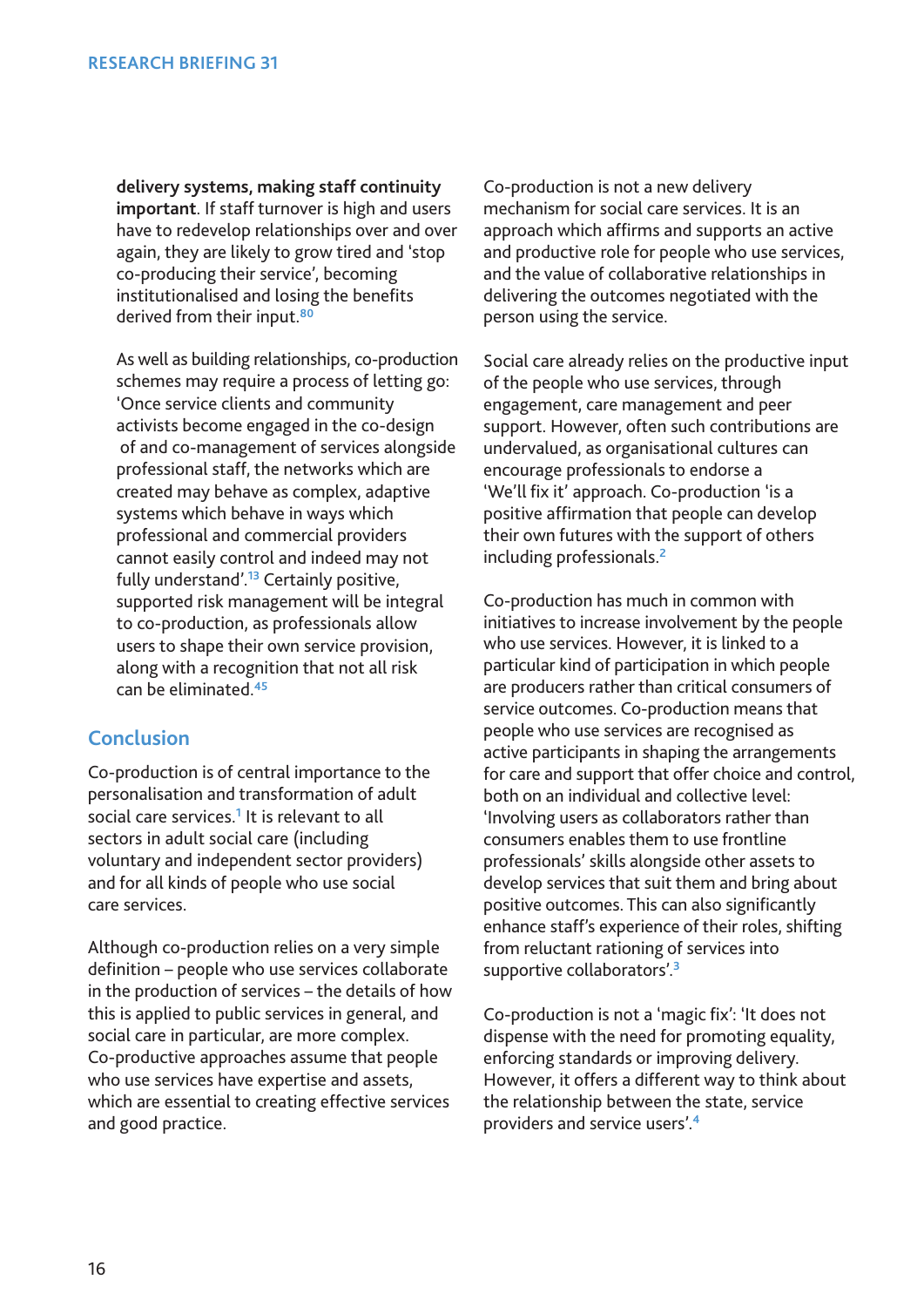**delivery systems, making staff continuity important**. If staff turnover is high and users have to redevelop relationships over and over again, they are likely to grow tired and 'stop co-producing their service', becoming institutionalised and losing the benefits derived from their input.[80]

As well as building relationships, co-production schemes may require a process of letting go: 'Once service clients and community activists become engaged in the co-design of and co-management of services alongside professional staff, the networks which are created may behave as complex, adaptive systems which behave in ways which professional and commercial providers cannot easily control and indeed may not fully understand'.[13] Certainly positive, supported risk management will be integral to co-production, as professionals allow users to shape their own service provision, along with a recognition that not all risk can be eliminated.[45]

## Conclusion

Co-production is of central importance to the personalisation and transformation of adult social care services.[1] It is relevant to all sectors in adult social care (including voluntary and independent sector providers) and for all kinds of people who use social care services.

Although co-production relies on a very simple definition – people who use services collaborate in the production of services – the details of how this is applied to public services in general, and social care in particular, are more complex. Co-productive approaches assume that people who use services have expertise and assets, which are essential to creating effective services and good practice.

Co-production is not a new delivery mechanism for social care services. It is an approach which affirms and supports an active and productive role for people who use services, and the value of collaborative relationships in delivering the outcomes negotiated with the person using the service.

Social care already relies on the productive input of the people who use services, through engagement, care management and peer support. However, often such contributions are undervalued, as organisational cultures can encourage professionals to endorse a 'We'll fix it' approach. Co-production 'is a positive affirmation that people can develop their own futures with the support of others including professionals.[2]

Co-production has much in common with initiatives to increase involvement by the people who use services. However, it is linked to a particular kind of participation in which people are producers rather than critical consumers of service outcomes. Co-production means that people who use services are recognised as active participants in shaping the arrangements for care and support that offer choice and control, both on an individual and collective level: 'Involving users as collaborators rather than consumers enables them to use frontline professionals' skills alongside other assets to develop services that suit them and bring about positive outcomes. This can also significantly enhance staff's experience of their roles, shifting from reluctant rationing of services into supportive collaborators'.[3]

Co-production is not a 'magic fix': 'It does not dispense with the need for promoting equality, enforcing standards or improving delivery. However, it offers a different way to think about the relationship between the state, service providers and service users'.[4]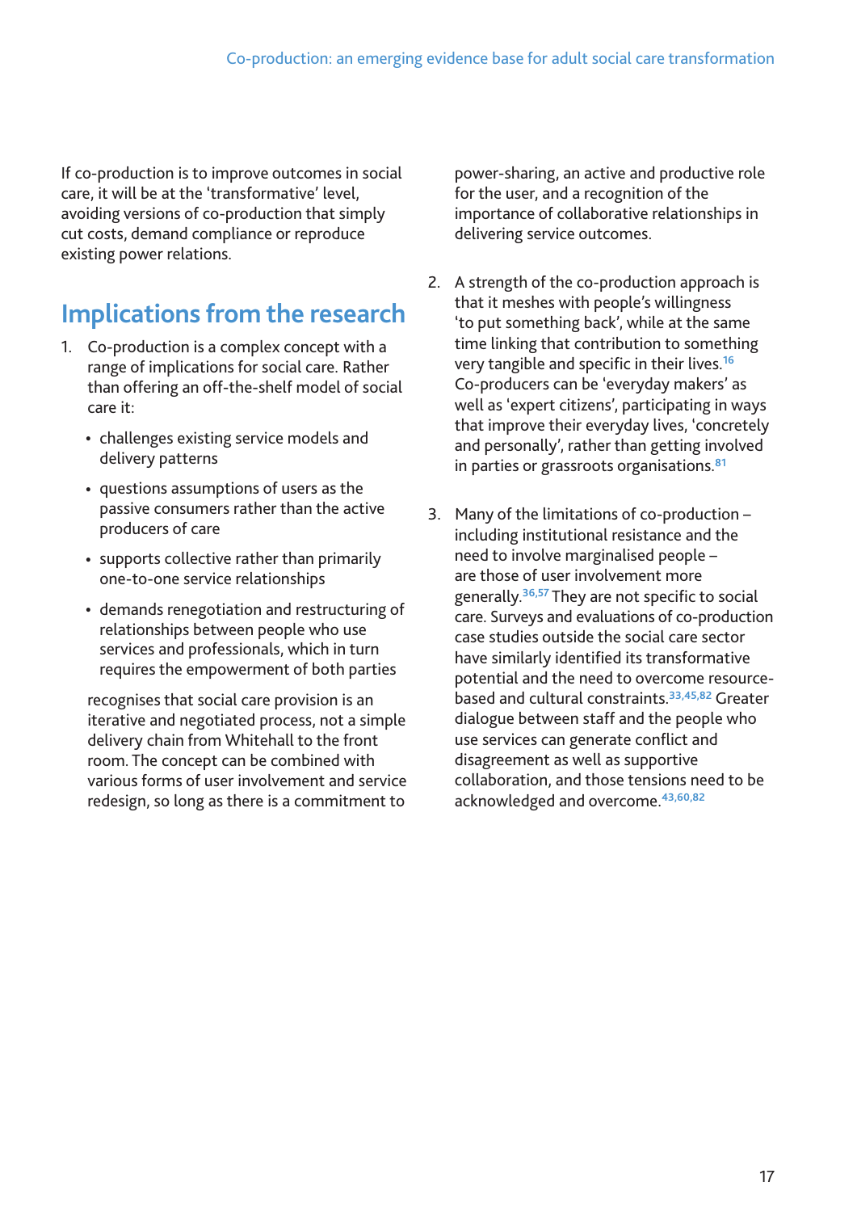If co-production is to improve outcomes in social care, it will be at the 'transformative' level, avoiding versions of co-production that simply cut costs, demand compliance or reproduce existing power relations.

## Implications from the research

1. Co-production is a complex concept with a range of implications for social care. Rather than offering an off-the-shelf model of social care it:

   - challenges existing service models and delivery patterns
   - questions assumptions of users as the passive consumers rather than the active producers of care
   - supports collective rather than primarily one-to-one service relationships
   - demands renegotiation and restructuring of relationships between people who use services and professionals, which in turn requires the empowerment of both parties

   recognises that social care provision is an iterative and negotiated process, not a simple delivery chain from Whitehall to the front room. The concept can be combined with various forms of user involvement and service redesign, so long as there is a commitment to power-sharing, an active and productive role for the user, and a recognition of the importance of collaborative relationships in delivering service outcomes.

2. A strength of the co-production approach is that it meshes with people's willingness 'to put something back', while at the same time linking that contribution to something very tangible and specific in their lives.[16] Co-producers can be 'everyday makers' as well as 'expert citizens', participating in ways that improve their everyday lives, 'concretely and personally', rather than getting involved in parties or grassroots organisations.[81]

3. Many of the limitations of co-production – including institutional resistance and the need to involve marginalised people – are those of user involvement more generally.[36,57] They are not specific to social care. Surveys and evaluations of co-production case studies outside the social care sector have similarly identified its transformative potential and the need to overcome resource-based and cultural constraints.[33,45,82] Greater dialogue between staff and the people who use services can generate conflict and disagreement as well as supportive collaboration, and those tensions need to be acknowledged and overcome.[43,60,82]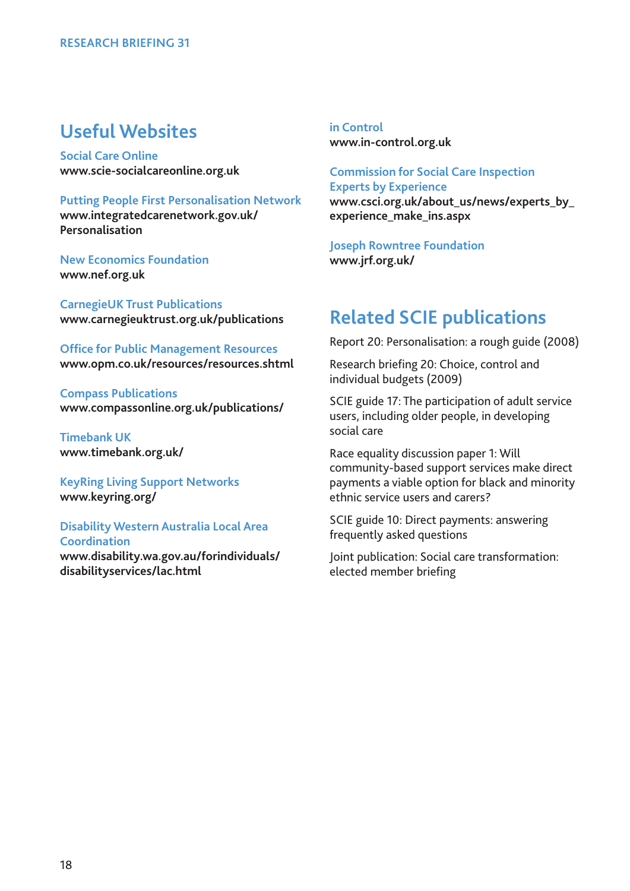## Useful Websites

**Social Care Online**
www.scie-socialcareonline.org.uk

**Putting People First Personalisation Network**
www.integratedcarenetwork.gov.uk/Personalisation

**New Economics Foundation**
www.nef.org.uk

**CarnegieUK Trust Publications**
www.carnegieuktrust.org.uk/publications

**Office for Public Management Resources**
www.opm.co.uk/resources/resources.shtml

**Compass Publications**
www.compassonline.org.uk/publications/

**Timebank UK**
www.timebank.org.uk/

**KeyRing Living Support Networks**
www.keyring.org/

**Disability Western Australia Local Area Coordination**
www.disability.wa.gov.au/forindividuals/disabilityservices/lac.html

**in Control**
www.in-control.org.uk

**Commission for Social Care Inspection Experts by Experience**
www.csci.org.uk/about_us/news/experts_by_experience_make_ins.aspx

**Joseph Rowntree Foundation**
www.jrf.org.uk/

## Related SCIE publications

Report 20: Personalisation: a rough guide (2008)

Research briefing 20: Choice, control and individual budgets (2009)

SCIE guide 17: The participation of adult service users, including older people, in developing social care

Race equality discussion paper 1: Will community-based support services make direct payments a viable option for black and minority ethnic service users and carers?

SCIE guide 10: Direct payments: answering frequently asked questions

Joint publication: Social care transformation: elected member briefing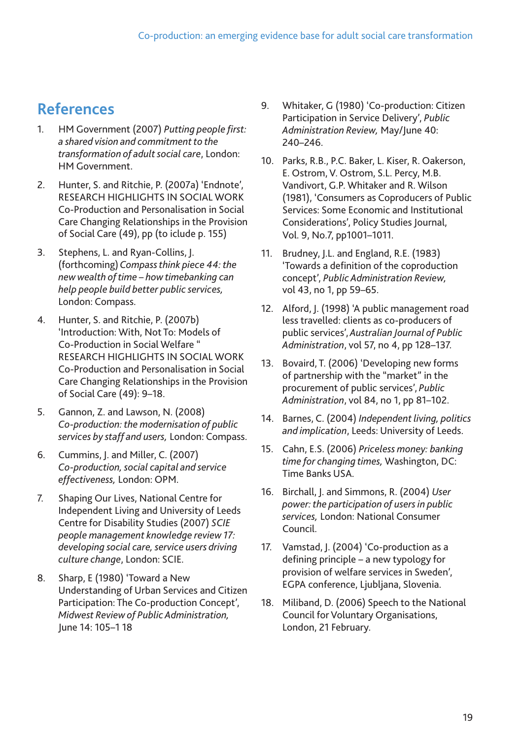## References

1. HM Government (2007) *Putting people first: a shared vision and commitment to the transformation of adult social care*, London: HM Government.
2. Hunter, S. and Ritchie, P. (2007a) 'Endnote', RESEARCH HIGHLIGHTS IN SOCIAL WORK Co-Production and Personalisation in Social Care Changing Relationships in the Provision of Social Care (49), pp (to iclude p. 155)
3. Stephens, L. and Ryan-Collins, J. (forthcoming) *Compass think piece 44: the new wealth of time – how timebanking can help people build better public services,* London: Compass.
4. Hunter, S. and Ritchie, P. (2007b) 'Introduction: With, Not To: Models of Co-Production in Social Welfare " RESEARCH HIGHLIGHTS IN SOCIAL WORK Co-Production and Personalisation in Social Care Changing Relationships in the Provision of Social Care (49): 9–18.
5. Gannon, Z. and Lawson, N. (2008) *Co-production: the modernisation of public services by staff and users,* London: Compass.
6. Cummins, J. and Miller, C. (2007) *Co-production, social capital and service effectiveness,* London: OPM.
7. Shaping Our Lives, National Centre for Independent Living and University of Leeds Centre for Disability Studies (2007) *SCIE people management knowledge review 17: developing social care, service users driving culture change*, London: SCIE.
8. Sharp, E (1980) 'Toward a New Understanding of Urban Services and Citizen Participation: The Co-production Concept', *Midwest Review of Public Administration,* June 14: 105–1 18
9. Whitaker, G (1980) 'Co-production: Citizen Participation in Service Delivery', *Public Administration Review,* May/June 40: 240–246.
10. Parks, R.B., P.C. Baker, L. Kiser, R. Oakerson, E. Ostrom, V. Ostrom, S.L. Percy, M.B. Vandivort, G.P. Whitaker and R. Wilson (1981), 'Consumers as Coproducers of Public Services: Some Economic and Institutional Considerations', Policy Studies Journal, Vol. 9, No.7, pp1001–1011.
11. Brudney, J.L. and England, R.E. (1983) 'Towards a definition of the coproduction concept', *Public Administration Review,* vol 43, no 1, pp 59–65.
12. Alford, J. (1998) 'A public management road less travelled: clients as co-producers of public services', *Australian Journal of Public Administration*, vol 57, no 4, pp 128–137.
13. Bovaird, T. (2006) 'Developing new forms of partnership with the "market" in the procurement of public services', *Public Administration*, vol 84, no 1, pp 81–102.
14. Barnes, C. (2004) *Independent living, politics and implication*, Leeds: University of Leeds.
15. Cahn, E.S. (2006) *Priceless money: banking time for changing times,* Washington, DC: Time Banks USA.
16. Birchall, J. and Simmons, R. (2004) *User power: the participation of users in public services,* London: National Consumer Council.
17. Vamstad, J. (2004) 'Co-production as a defining principle – a new typology for provision of welfare services in Sweden', EGPA conference, Ljubljana, Slovenia.
18. Miliband, D. (2006) Speech to the National Council for Voluntary Organisations, London, 21 February.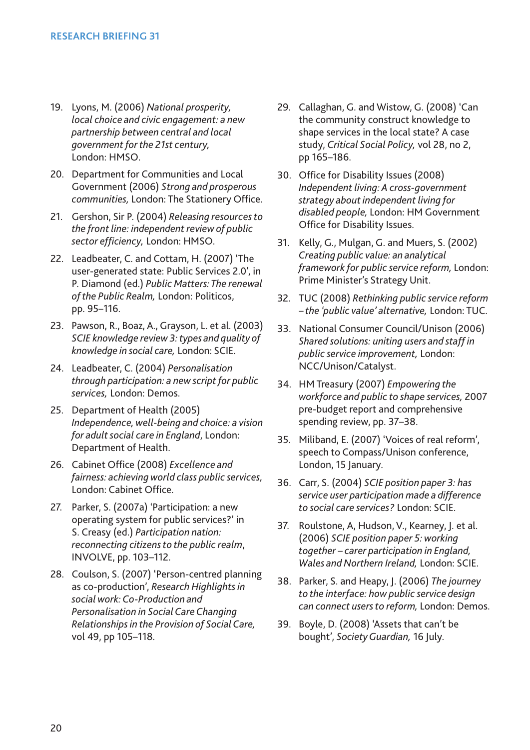19. Lyons, M. (2006) *National prosperity, local choice and civic engagement: a new partnership between central and local government for the 21st century,* London: HMSO.
20. Department for Communities and Local Government (2006) *Strong and prosperous communities,* London: The Stationery Office.
21. Gershon, Sir P. (2004) *Releasing resources to the front line: independent review of public sector efficiency,* London: HMSO.
22. Leadbeater, C. and Cottam, H. (2007) 'The user-generated state: Public Services 2.0', in P. Diamond (ed.) *Public Matters: The renewal of the Public Realm,* London: Politicos, pp. 95–116.
23. Pawson, R., Boaz, A., Grayson, L. et al. (2003) *SCIE knowledge review 3: types and quality of knowledge in social care,* London: SCIE.
24. Leadbeater, C. (2004) *Personalisation through participation: a new script for public services,* London: Demos.
25. Department of Health (2005) *Independence, well-being and choice: a vision for adult social care in England*, London: Department of Health.
26. Cabinet Office (2008) *Excellence and fairness: achieving world class public services,* London: Cabinet Office.
27. Parker, S. (2007a) 'Participation: a new operating system for public services?' in S. Creasy (ed.) *Participation nation: reconnecting citizens to the public realm*, INVOLVE, pp. 103–112.
28. Coulson, S. (2007) 'Person-centred planning as co-production', *Research Highlights in social work: Co-Production and Personalisation in Social Care Changing Relationships in the Provision of Social Care,* vol 49, pp 105–118.
29. Callaghan, G. and Wistow, G. (2008) 'Can the community construct knowledge to shape services in the local state? A case study, *Critical Social Policy,* vol 28, no 2, pp 165–186.
30. Office for Disability Issues (2008) *Independent living: A cross-government strategy about independent living for disabled people,* London: HM Government Office for Disability Issues.
31. Kelly, G., Mulgan, G. and Muers, S. (2002) *Creating public value: an analytical framework for public service reform,* London: Prime Minister's Strategy Unit.
32. TUC (2008) *Rethinking public service reform – the 'public value' alternative,* London: TUC.
33. National Consumer Council/Unison (2006) *Shared solutions: uniting users and staff in public service improvement,* London: NCC/Unison/Catalyst.
34. HM Treasury (2007) *Empowering the workforce and public to shape services,* 2007 pre-budget report and comprehensive spending review, pp. 37–38.
35. Miliband, E. (2007) 'Voices of real reform', speech to Compass/Unison conference, London, 15 January.
36. Carr, S. (2004) *SCIE position paper 3: has service user participation made a difference to social care services?* London: SCIE.
37. Roulstone, A, Hudson, V., Kearney, J. et al. (2006) *SCIE position paper 5: working together – carer participation in England, Wales and Northern Ireland,* London: SCIE.
38. Parker, S. and Heapy, J. (2006) *The journey to the interface: how public service design can connect users to reform,* London: Demos.
39. Boyle, D. (2008) 'Assets that can't be bought', *Society Guardian,* 16 July.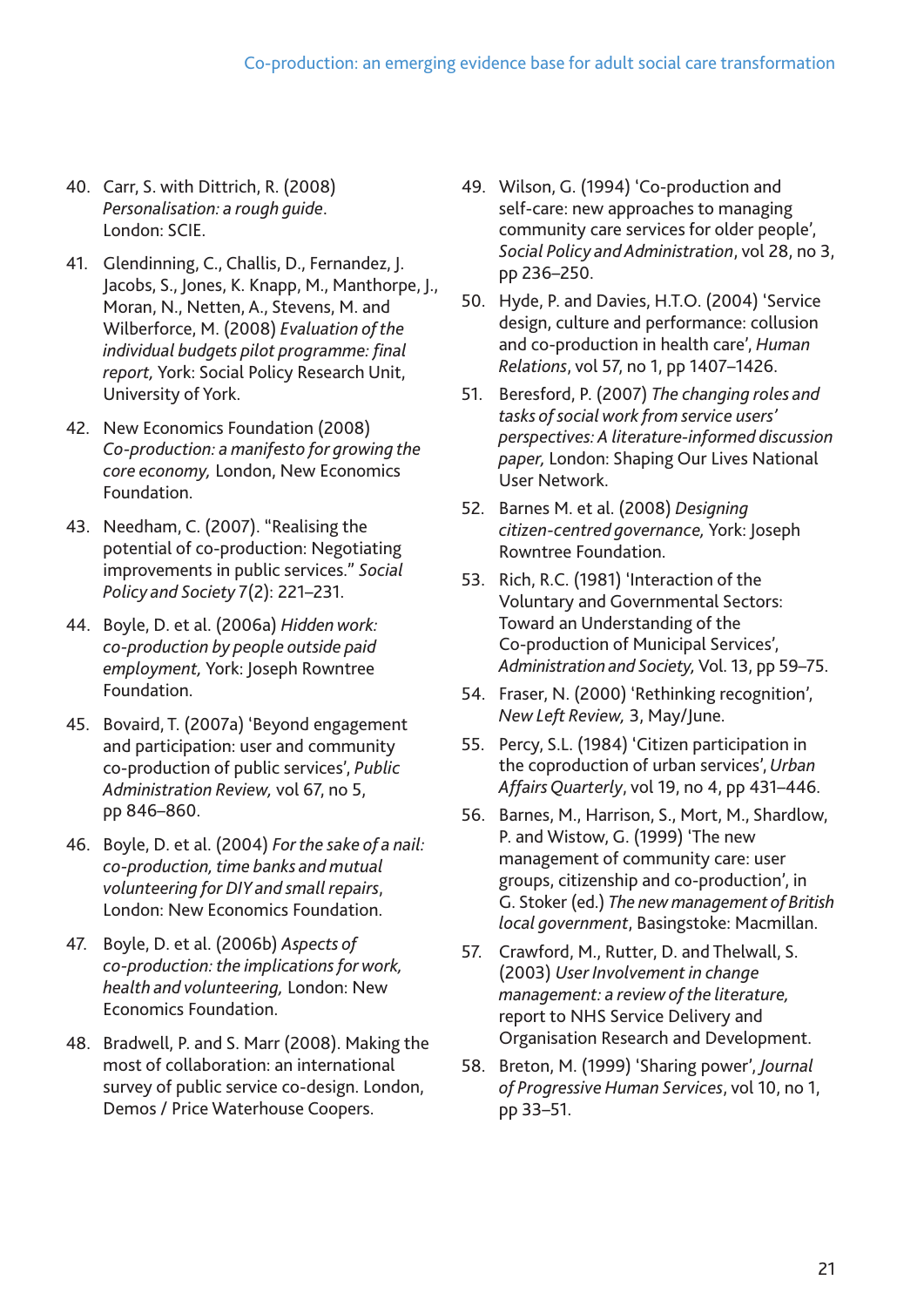40. Carr, S. with Dittrich, R. (2008) *Personalisation: a rough guide*. London: SCIE.

41. Glendinning, C., Challis, D., Fernandez, J. Jacobs, S., Jones, K. Knapp, M., Manthorpe, J., Moran, N., Netten, A., Stevens, M. and Wilberforce, M. (2008) *Evaluation of the individual budgets pilot programme: final report,* York: Social Policy Research Unit, University of York.

42. New Economics Foundation (2008) *Co-production: a manifesto for growing the core economy,* London, New Economics Foundation.

43. Needham, C. (2007). "Realising the potential of co-production: Negotiating improvements in public services." *Social Policy and Society* 7(2): 221–231.

44. Boyle, D. et al. (2006a) *Hidden work: co-production by people outside paid employment,* York: Joseph Rowntree Foundation.

45. Bovaird, T. (2007a) 'Beyond engagement and participation: user and community co-production of public services', *Public Administration Review,* vol 67, no 5, pp 846–860.

46. Boyle, D. et al. (2004) *For the sake of a nail: co-production, time banks and mutual volunteering for DIY and small repairs*, London: New Economics Foundation.

47. Boyle, D. et al. (2006b) *Aspects of co-production: the implications for work, health and volunteering,* London: New Economics Foundation.

48. Bradwell, P. and S. Marr (2008). Making the most of collaboration: an international survey of public service co-design. London, Demos / Price Waterhouse Coopers.

49. Wilson, G. (1994) 'Co-production and self-care: new approaches to managing community care services for older people', *Social Policy and Administration*, vol 28, no 3, pp 236–250.

50. Hyde, P. and Davies, H.T.O. (2004) 'Service design, culture and performance: collusion and co-production in health care', *Human Relations*, vol 57, no 1, pp 1407–1426.

51. Beresford, P. (2007) *The changing roles and tasks of social work from service users' perspectives: A literature-informed discussion paper,* London: Shaping Our Lives National User Network.

52. Barnes M. et al. (2008) *Designing citizen-centred governance,* York: Joseph Rowntree Foundation.

53. Rich, R.C. (1981) 'Interaction of the Voluntary and Governmental Sectors: Toward an Understanding of the Co-production of Municipal Services', *Administration and Society,* Vol. 13, pp 59–75.

54. Fraser, N. (2000) 'Rethinking recognition', *New Left Review,* 3, May/June.

55. Percy, S.L. (1984) 'Citizen participation in the coproduction of urban services', *Urban Affairs Quarterly*, vol 19, no 4, pp 431–446.

56. Barnes, M., Harrison, S., Mort, M., Shardlow, P. and Wistow, G. (1999) 'The new management of community care: user groups, citizenship and co-production', in G. Stoker (ed.) *The new management of British local government*, Basingstoke: Macmillan.

57. Crawford, M., Rutter, D. and Thelwall, S. (2003) *User Involvement in change management: a review of the literature,* report to NHS Service Delivery and Organisation Research and Development.

58. Breton, M. (1999) 'Sharing power', *Journal of Progressive Human Services*, vol 10, no 1, pp 33–51.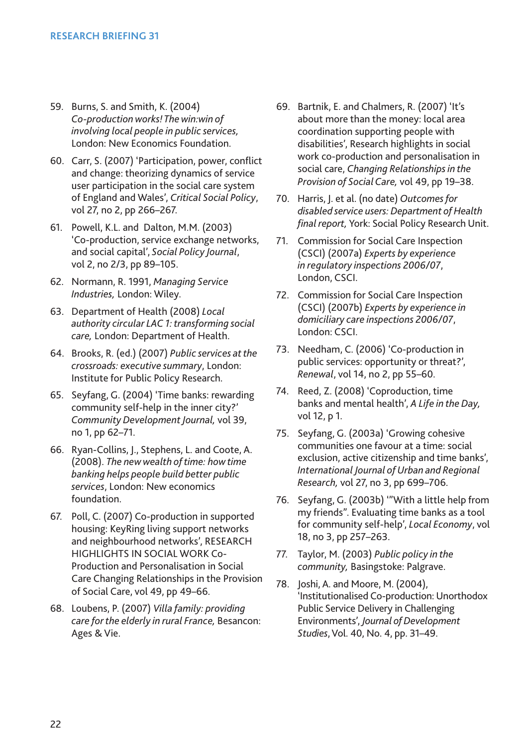59. Burns, S. and Smith, K. (2004) *Co-production works! The win:win of involving local people in public services,* London: New Economics Foundation.

60. Carr, S. (2007) 'Participation, power, conflict and change: theorizing dynamics of service user participation in the social care system of England and Wales', *Critical Social Policy*, vol 27, no 2, pp 266–267.

61. Powell, K.L. and Dalton, M.M. (2003) 'Co-production, service exchange networks, and social capital', *Social Policy Journal*, vol 2, no 2/3, pp 89–105.

62. Normann, R. 1991, *Managing Service Industries,* London: Wiley.

63. Department of Health (2008) *Local authority circular LAC 1: transforming social care,* London: Department of Health.

64. Brooks, R. (ed.) (2007) *Public services at the crossroads: executive summary*, London: Institute for Public Policy Research.

65. Seyfang, G. (2004) 'Time banks: rewarding community self-help in the inner city?' *Community Development Journal,* vol 39, no 1, pp 62–71.

66. Ryan-Collins, J., Stephens, L. and Coote, A. (2008). *The new wealth of time: how time banking helps people build better public services*, London: New economics foundation.

67. Poll, C. (2007) Co-production in supported housing: KeyRing living support networks and neighbourhood networks', RESEARCH HIGHLIGHTS IN SOCIAL WORK Co-Production and Personalisation in Social Care Changing Relationships in the Provision of Social Care, vol 49, pp 49–66.

68. Loubens, P. (2007) *Villa family: providing care for the elderly in rural France,* Besancon: Ages & Vie.

69. Bartnik, E. and Chalmers, R. (2007) 'It's about more than the money: local area coordination supporting people with disabilities', Research highlights in social work co-production and personalisation in social care, *Changing Relationships in the Provision of Social Care,* vol 49, pp 19–38.

70. Harris, J. et al. (no date) *Outcomes for disabled service users: Department of Health final report,* York: Social Policy Research Unit.

71. Commission for Social Care Inspection (CSCI) (2007a) *Experts by experience in regulatory inspections 2006/07*, London, CSCI.

72. Commission for Social Care Inspection (CSCI) (2007b) *Experts by experience in domiciliary care inspections 2006/07*, London: CSCI.

73. Needham, C. (2006) 'Co-production in public services: opportunity or threat?', *Renewal*, vol 14, no 2, pp 55–60.

74. Reed, Z. (2008) 'Coproduction, time banks and mental health', *A Life in the Day,* vol 12, p 1.

75. Seyfang, G. (2003a) 'Growing cohesive communities one favour at a time: social exclusion, active citizenship and time banks', *International Journal of Urban and Regional Research,* vol 27, no 3, pp 699–706.

76. Seyfang, G. (2003b) '"With a little help from my friends". Evaluating time banks as a tool for community self-help', *Local Economy*, vol 18, no 3, pp 257–263.

77. Taylor, M. (2003) *Public policy in the community,* Basingstoke: Palgrave.

78. Joshi, A. and Moore, M. (2004), 'Institutionalised Co-production: Unorthodox Public Service Delivery in Challenging Environments', *Journal of Development Studies*, Vol. 40, No. 4, pp. 31–49.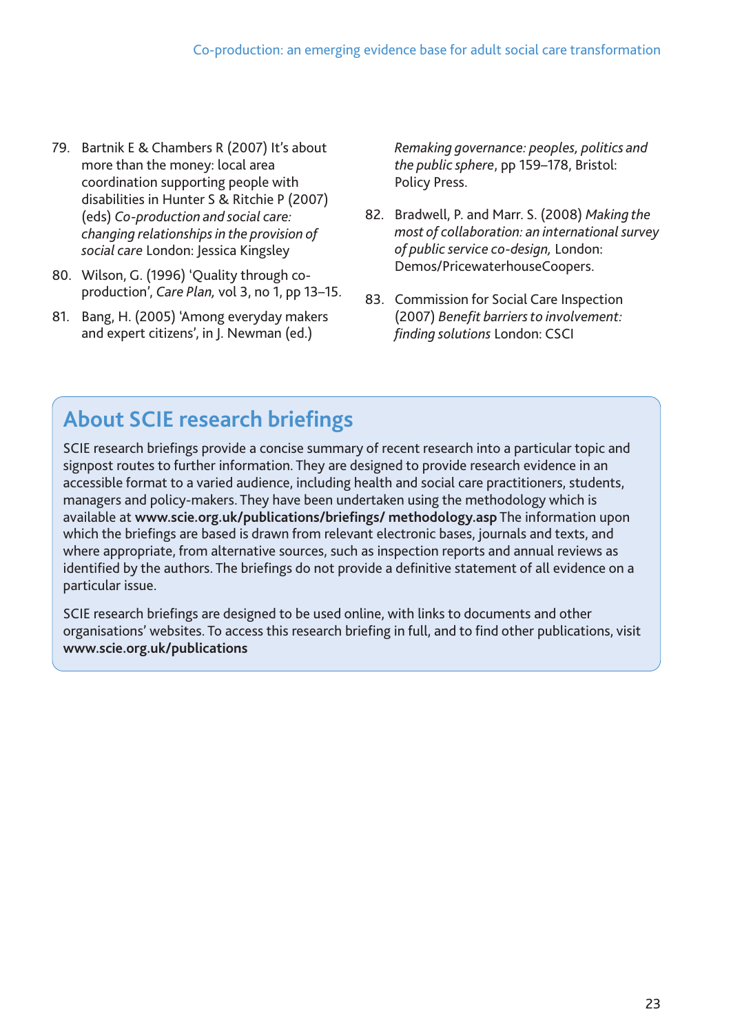79. Bartnik E & Chambers R (2007) It's about more than the money: local area coordination supporting people with disabilities in Hunter S & Ritchie P (2007) (eds) *Co-production and social care: changing relationships in the provision of social care* London: Jessica Kingsley
80. Wilson, G. (1996) 'Quality through co-production', *Care Plan,* vol 3, no 1, pp 13–15.
81. Bang, H. (2005) 'Among everyday makers and expert citizens', in J. Newman (ed.) *Remaking governance: peoples, politics and the public sphere*, pp 159–178, Bristol: Policy Press.
82. Bradwell, P. and Marr. S. (2008) *Making the most of collaboration: an international survey of public service co-design,* London: Demos/PricewaterhouseCoopers.
83. Commission for Social Care Inspection (2007) *Benefit barriers to involvement: finding solutions* London: CSCI

## About SCIE research briefings

SCIE research briefings provide a concise summary of recent research into a particular topic and signpost routes to further information. They are designed to provide research evidence in an accessible format to a varied audience, including health and social care practitioners, students, managers and policy-makers. They have been undertaken using the methodology which is available at **www.scie.org.uk/publications/briefings/ methodology.asp** The information upon which the briefings are based is drawn from relevant electronic bases, journals and texts, and where appropriate, from alternative sources, such as inspection reports and annual reviews as identified by the authors. The briefings do not provide a definitive statement of all evidence on a particular issue.

SCIE research briefings are designed to be used online, with links to documents and other organisations' websites. To access this research briefing in full, and to find other publications, visit **www.scie.org.uk/publications**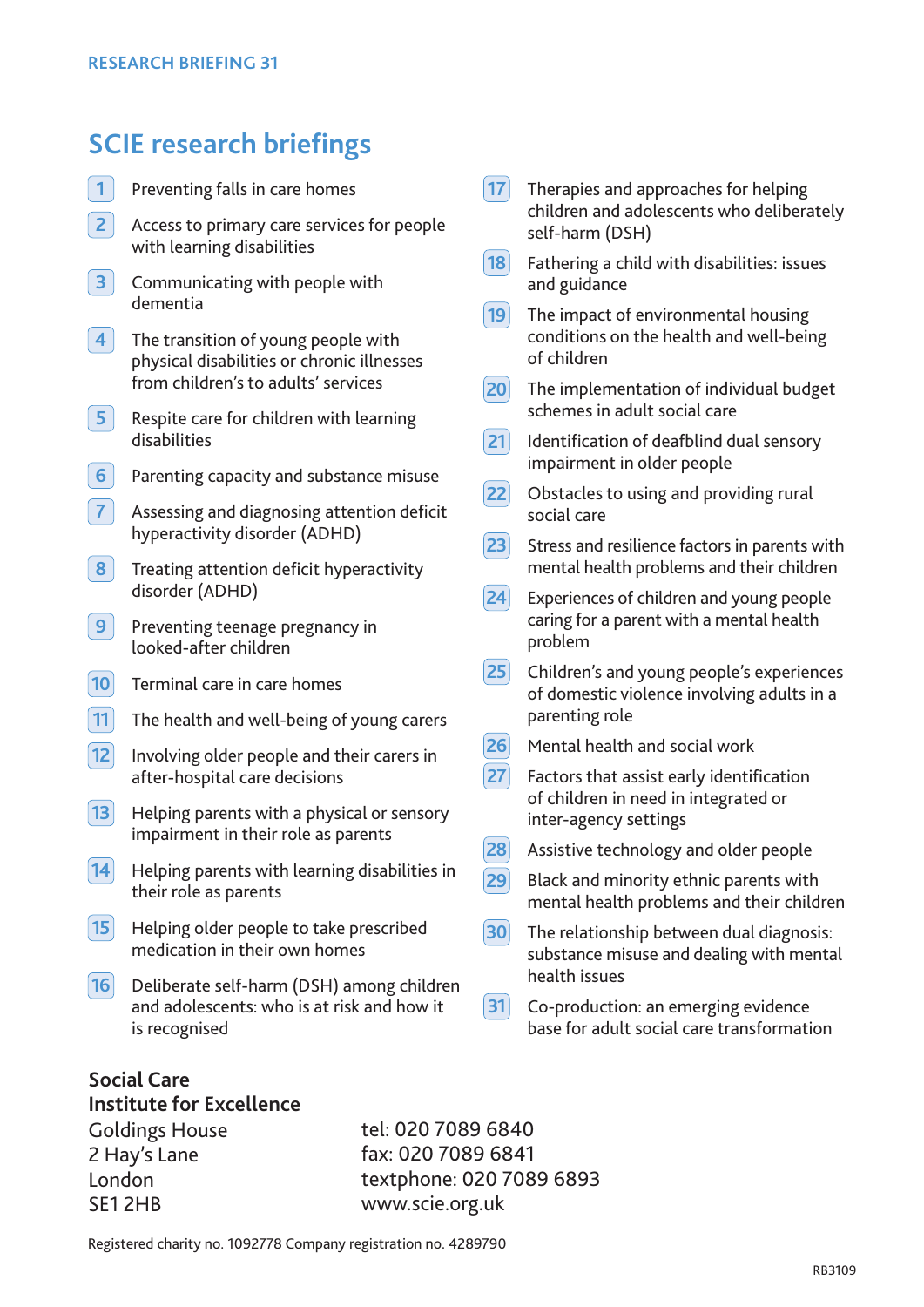## SCIE research briefings

1. Preventing falls in care homes
2. Access to primary care services for people with learning disabilities
3. Communicating with people with dementia
4. The transition of young people with physical disabilities or chronic illnesses from children's to adults' services
5. Respite care for children with learning disabilities
6. Parenting capacity and substance misuse
7. Assessing and diagnosing attention deficit hyperactivity disorder (ADHD)
8. Treating attention deficit hyperactivity disorder (ADHD)
9. Preventing teenage pregnancy in looked-after children
10. Terminal care in care homes
11. The health and well-being of young carers
12. Involving older people and their carers in after-hospital care decisions
13. Helping parents with a physical or sensory impairment in their role as parents
14. Helping parents with learning disabilities in their role as parents
15. Helping older people to take prescribed medication in their own homes
16. Deliberate self-harm (DSH) among children and adolescents: who is at risk and how it is recognised
17. Therapies and approaches for helping children and adolescents who deliberately self-harm (DSH)
18. Fathering a child with disabilities: issues and guidance
19. The impact of environmental housing conditions on the health and well-being of children
20. The implementation of individual budget schemes in adult social care
21. Identification of deafblind dual sensory impairment in older people
22. Obstacles to using and providing rural social care
23. Stress and resilience factors in parents with mental health problems and their children
24. Experiences of children and young people caring for a parent with a mental health problem
25. Children's and young people's experiences of domestic violence involving adults in a parenting role
26. Mental health and social work
27. Factors that assist early identification of children in need in integrated or inter-agency settings
28. Assistive technology and older people
29. Black and minority ethnic parents with mental health problems and their children
30. The relationship between dual diagnosis: substance misuse and dealing with mental health issues
31. Co-production: an emerging evidence base for adult social care transformation

**Social Care Institute for Excellence**
Goldings House
2 Hay's Lane
London
SE1 2HB

tel: 020 7089 6840
fax: 020 7089 6841
textphone: 020 7089 6893
www.scie.org.uk

Registered charity no. 1092778 Company registration no. 4289790

RB3109